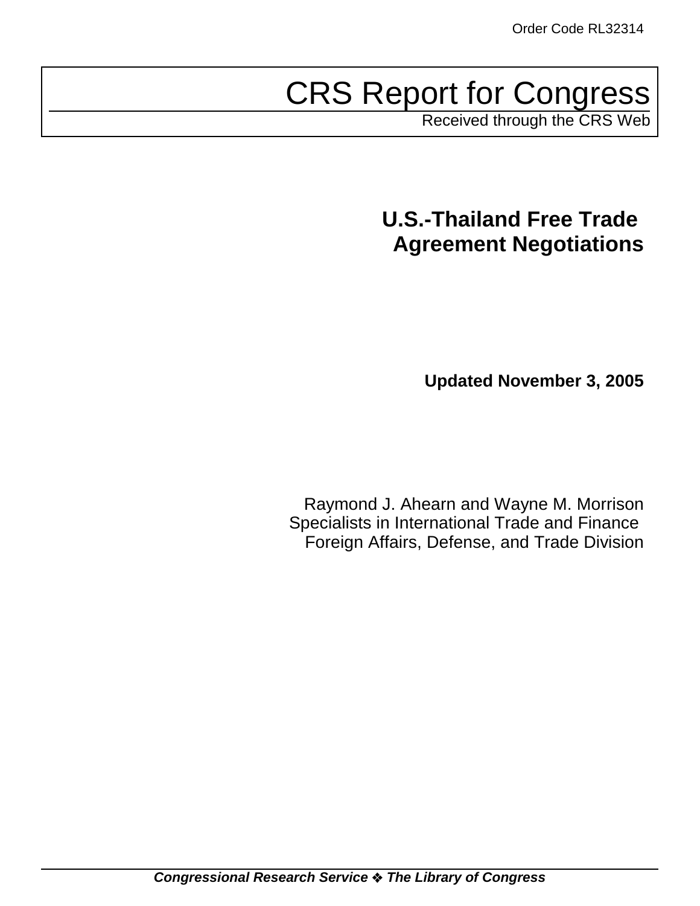Order Code RL32314

# CRS Report for Congress

Received through the CRS Web

## U.S.-Thailand Free Trade Agreement Negotiations

**Updated November 3, 2005**

Raymond J. Ahearn and Wayne M. Morrison
Specialists in International Trade and Finance
Foreign Affairs, Defense, and Trade Division

***Congressional Research Service ❖ The Library of Congress***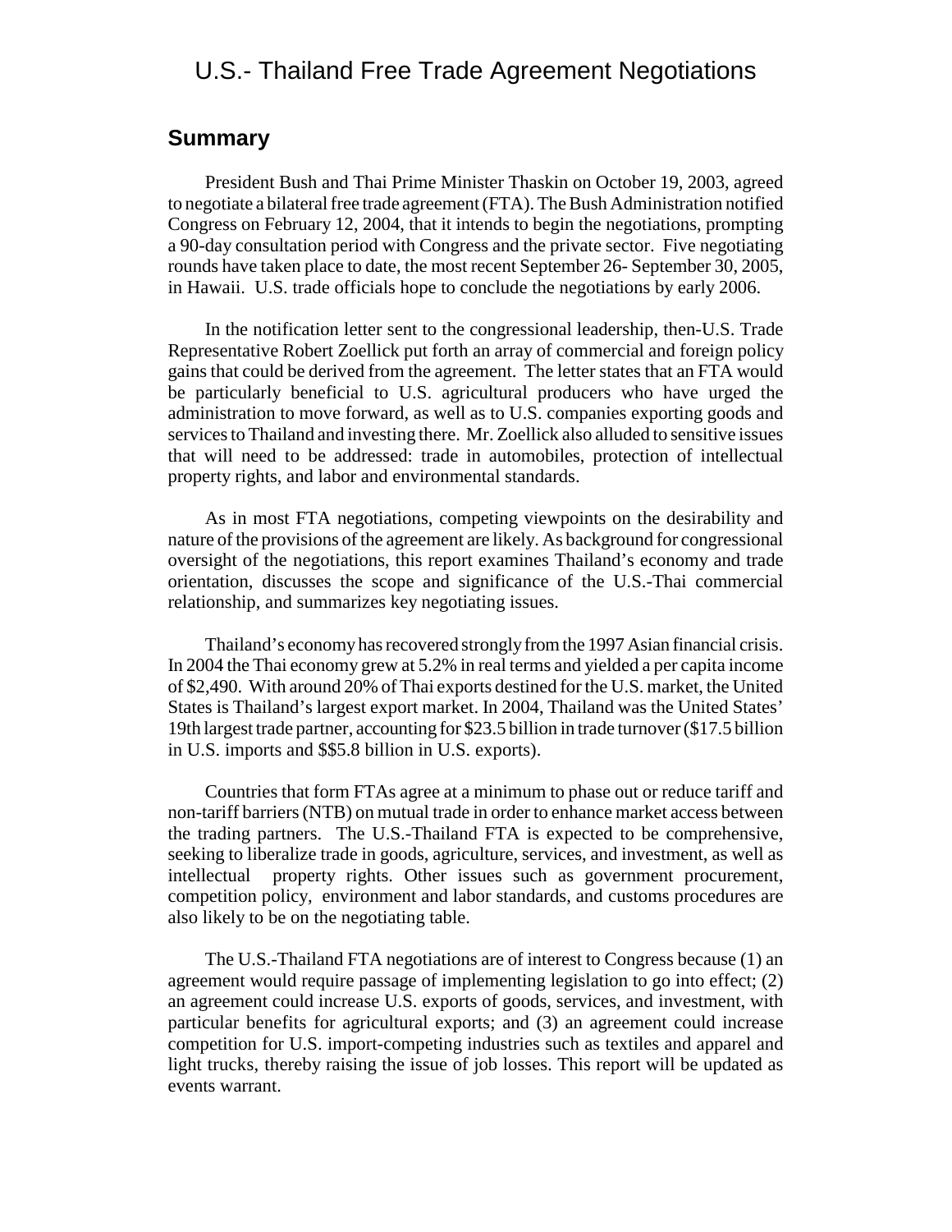# U.S.- Thailand Free Trade Agreement Negotiations

## Summary

President Bush and Thai Prime Minister Thaskin on October 19, 2003, agreed to negotiate a bilateral free trade agreement (FTA). The Bush Administration notified Congress on February 12, 2004, that it intends to begin the negotiations, prompting a 90-day consultation period with Congress and the private sector. Five negotiating rounds have taken place to date, the most recent September 26- September 30, 2005, in Hawaii. U.S. trade officials hope to conclude the negotiations by early 2006.

In the notification letter sent to the congressional leadership, then-U.S. Trade Representative Robert Zoellick put forth an array of commercial and foreign policy gains that could be derived from the agreement. The letter states that an FTA would be particularly beneficial to U.S. agricultural producers who have urged the administration to move forward, as well as to U.S. companies exporting goods and services to Thailand and investing there. Mr. Zoellick also alluded to sensitive issues that will need to be addressed: trade in automobiles, protection of intellectual property rights, and labor and environmental standards.

As in most FTA negotiations, competing viewpoints on the desirability and nature of the provisions of the agreement are likely. As background for congressional oversight of the negotiations, this report examines Thailand's economy and trade orientation, discusses the scope and significance of the U.S.-Thai commercial relationship, and summarizes key negotiating issues.

Thailand's economy has recovered strongly from the 1997 Asian financial crisis. In 2004 the Thai economy grew at 5.2% in real terms and yielded a per capita income of $2,490. With around 20% of Thai exports destined for the U.S. market, the United States is Thailand's largest export market. In 2004, Thailand was the United States' 19th largest trade partner, accounting for $23.5 billion in trade turnover ($17.5 billion in U.S. imports and $$5.8 billion in U.S. exports).

Countries that form FTAs agree at a minimum to phase out or reduce tariff and non-tariff barriers (NTB) on mutual trade in order to enhance market access between the trading partners. The U.S.-Thailand FTA is expected to be comprehensive, seeking to liberalize trade in goods, agriculture, services, and investment, as well as intellectual property rights. Other issues such as government procurement, competition policy, environment and labor standards, and customs procedures are also likely to be on the negotiating table.

The U.S.-Thailand FTA negotiations are of interest to Congress because (1) an agreement would require passage of implementing legislation to go into effect; (2) an agreement could increase U.S. exports of goods, services, and investment, with particular benefits for agricultural exports; and (3) an agreement could increase competition for U.S. import-competing industries such as textiles and apparel and light trucks, thereby raising the issue of job losses. This report will be updated as events warrant.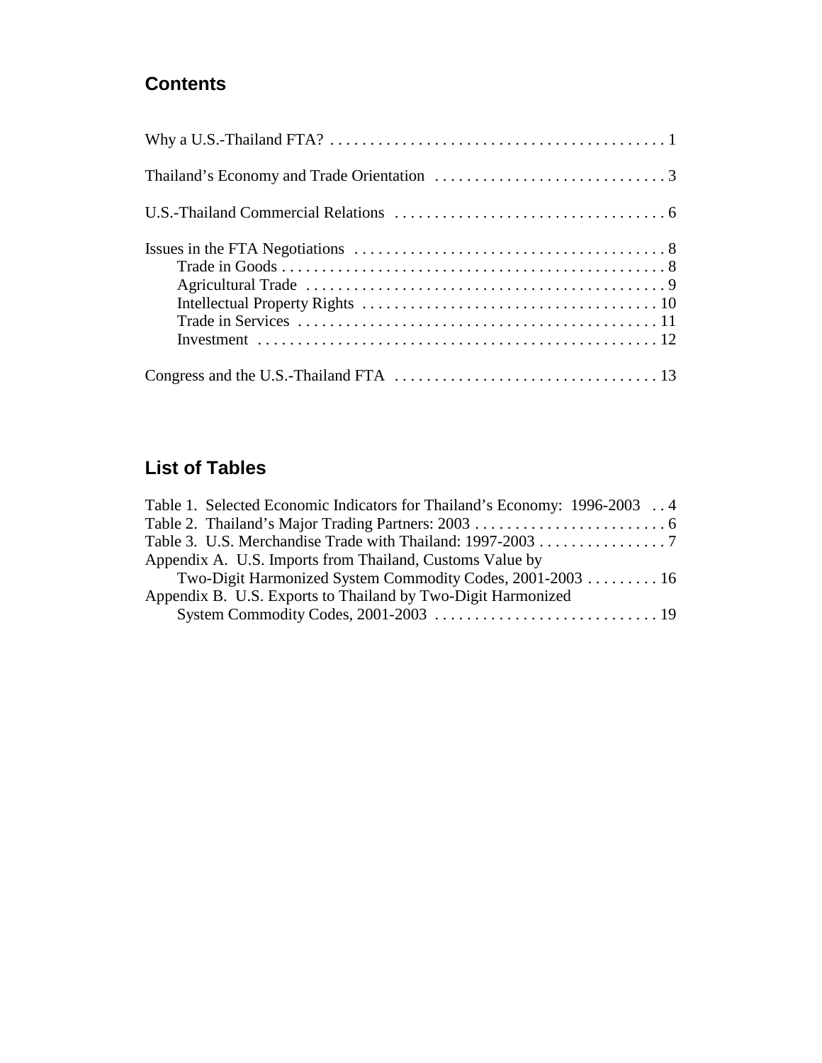## Contents

Why a U.S.-Thailand FTA? . . . . . . . . . . . . . . . . . . . . . . . . . . . . . . . . . . . . . . . . . . 1

Thailand's Economy and Trade Orientation . . . . . . . . . . . . . . . . . . . . . . . . . . . . . 3

U.S.-Thailand Commercial Relations . . . . . . . . . . . . . . . . . . . . . . . . . . . . . . . . . . 6

Issues in the FTA Negotiations . . . . . . . . . . . . . . . . . . . . . . . . . . . . . . . . . . . . . . . 8
- Trade in Goods . . . . . . . . . . . . . . . . . . . . . . . . . . . . . . . . . . . . . . . . . . . . . . . . 8
- Agricultural Trade . . . . . . . . . . . . . . . . . . . . . . . . . . . . . . . . . . . . . . . . . . . . . 9
- Intellectual Property Rights . . . . . . . . . . . . . . . . . . . . . . . . . . . . . . . . . . . . . 10
- Trade in Services . . . . . . . . . . . . . . . . . . . . . . . . . . . . . . . . . . . . . . . . . . . . . 11
- Investment . . . . . . . . . . . . . . . . . . . . . . . . . . . . . . . . . . . . . . . . . . . . . . . . . . 12

Congress and the U.S.-Thailand FTA . . . . . . . . . . . . . . . . . . . . . . . . . . . . . . . . . 13

## List of Tables

Table 1. Selected Economic Indicators for Thailand's Economy: 1996-2003 . . 4
Table 2. Thailand's Major Trading Partners: 2003 . . . . . . . . . . . . . . . . . . . . . . . . 6
Table 3. U.S. Merchandise Trade with Thailand: 1997-2003 . . . . . . . . . . . . . . . . 7
Appendix A. U.S. Imports from Thailand, Customs Value by
Two-Digit Harmonized System Commodity Codes, 2001-2003 . . . . . . . . . 16
Appendix B. U.S. Exports to Thailand by Two-Digit Harmonized
System Commodity Codes, 2001-2003 . . . . . . . . . . . . . . . . . . . . . . . . . . . . 19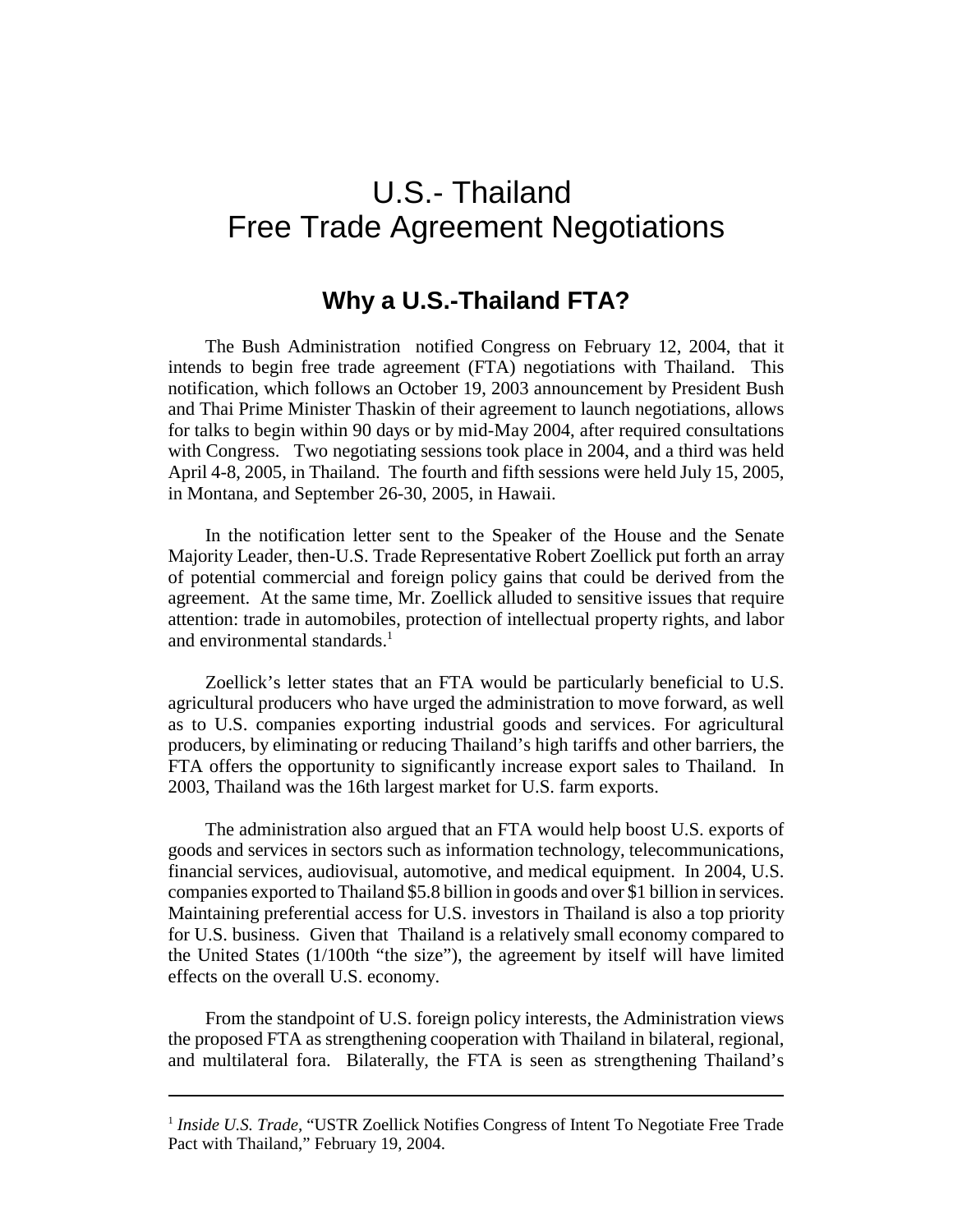# U.S.- Thailand Free Trade Agreement Negotiations

## Why a U.S.-Thailand FTA?

The Bush Administration notified Congress on February 12, 2004, that it intends to begin free trade agreement (FTA) negotiations with Thailand. This notification, which follows an October 19, 2003 announcement by President Bush and Thai Prime Minister Thaskin of their agreement to launch negotiations, allows for talks to begin within 90 days or by mid-May 2004, after required consultations with Congress. Two negotiating sessions took place in 2004, and a third was held April 4-8, 2005, in Thailand. The fourth and fifth sessions were held July 15, 2005, in Montana, and September 26-30, 2005, in Hawaii.

In the notification letter sent to the Speaker of the House and the Senate Majority Leader, then-U.S. Trade Representative Robert Zoellick put forth an array of potential commercial and foreign policy gains that could be derived from the agreement. At the same time, Mr. Zoellick alluded to sensitive issues that require attention: trade in automobiles, protection of intellectual property rights, and labor and environmental standards.[1]

Zoellick's letter states that an FTA would be particularly beneficial to U.S. agricultural producers who have urged the administration to move forward, as well as to U.S. companies exporting industrial goods and services. For agricultural producers, by eliminating or reducing Thailand's high tariffs and other barriers, the FTA offers the opportunity to significantly increase export sales to Thailand. In 2003, Thailand was the 16th largest market for U.S. farm exports.

The administration also argued that an FTA would help boost U.S. exports of goods and services in sectors such as information technology, telecommunications, financial services, audiovisual, automotive, and medical equipment. In 2004, U.S. companies exported to Thailand $5.8 billion in goods and over $1 billion in services. Maintaining preferential access for U.S. investors in Thailand is also a top priority for U.S. business. Given that Thailand is a relatively small economy compared to the United States (1/100th "the size"), the agreement by itself will have limited effects on the overall U.S. economy.

From the standpoint of U.S. foreign policy interests, the Administration views the proposed FTA as strengthening cooperation with Thailand in bilateral, regional, and multilateral fora. Bilaterally, the FTA is seen as strengthening Thailand's

---

[1] *Inside U.S. Trade*, "USTR Zoellick Notifies Congress of Intent To Negotiate Free Trade Pact with Thailand," February 19, 2004.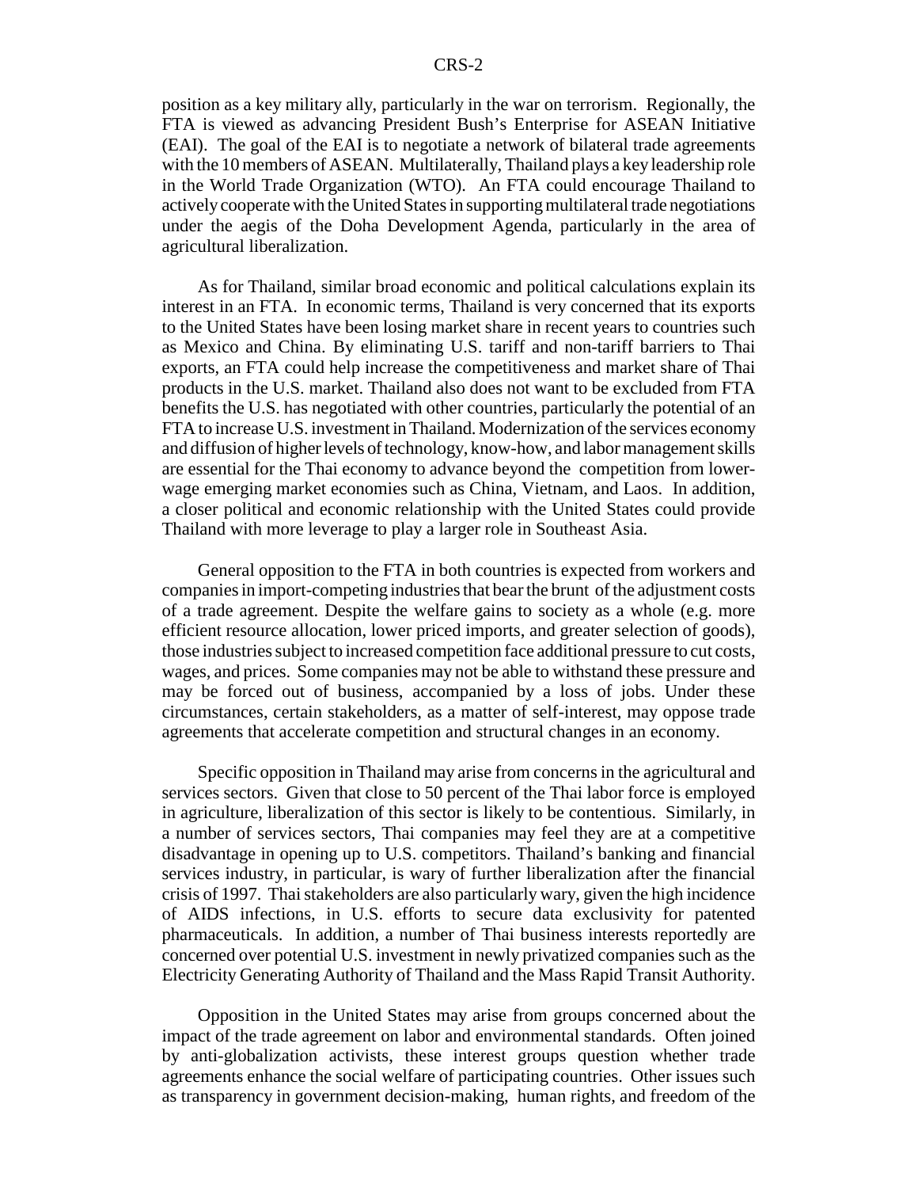position as a key military ally, particularly in the war on terrorism. Regionally, the FTA is viewed as advancing President Bush's Enterprise for ASEAN Initiative (EAI). The goal of the EAI is to negotiate a network of bilateral trade agreements with the 10 members of ASEAN. Multilaterally, Thailand plays a key leadership role in the World Trade Organization (WTO). An FTA could encourage Thailand to actively cooperate with the United States in supporting multilateral trade negotiations under the aegis of the Doha Development Agenda, particularly in the area of agricultural liberalization.

As for Thailand, similar broad economic and political calculations explain its interest in an FTA. In economic terms, Thailand is very concerned that its exports to the United States have been losing market share in recent years to countries such as Mexico and China. By eliminating U.S. tariff and non-tariff barriers to Thai exports, an FTA could help increase the competitiveness and market share of Thai products in the U.S. market. Thailand also does not want to be excluded from FTA benefits the U.S. has negotiated with other countries, particularly the potential of an FTA to increase U.S. investment in Thailand. Modernization of the services economy and diffusion of higher levels of technology, know-how, and labor management skills are essential for the Thai economy to advance beyond the competition from lower-wage emerging market economies such as China, Vietnam, and Laos. In addition, a closer political and economic relationship with the United States could provide Thailand with more leverage to play a larger role in Southeast Asia.

General opposition to the FTA in both countries is expected from workers and companies in import-competing industries that bear the brunt of the adjustment costs of a trade agreement. Despite the welfare gains to society as a whole (e.g. more efficient resource allocation, lower priced imports, and greater selection of goods), those industries subject to increased competition face additional pressure to cut costs, wages, and prices. Some companies may not be able to withstand these pressure and may be forced out of business, accompanied by a loss of jobs. Under these circumstances, certain stakeholders, as a matter of self-interest, may oppose trade agreements that accelerate competition and structural changes in an economy.

Specific opposition in Thailand may arise from concerns in the agricultural and services sectors. Given that close to 50 percent of the Thai labor force is employed in agriculture, liberalization of this sector is likely to be contentious. Similarly, in a number of services sectors, Thai companies may feel they are at a competitive disadvantage in opening up to U.S. competitors. Thailand's banking and financial services industry, in particular, is wary of further liberalization after the financial crisis of 1997. Thai stakeholders are also particularly wary, given the high incidence of AIDS infections, in U.S. efforts to secure data exclusivity for patented pharmaceuticals. In addition, a number of Thai business interests reportedly are concerned over potential U.S. investment in newly privatized companies such as the Electricity Generating Authority of Thailand and the Mass Rapid Transit Authority.

Opposition in the United States may arise from groups concerned about the impact of the trade agreement on labor and environmental standards. Often joined by anti-globalization activists, these interest groups question whether trade agreements enhance the social welfare of participating countries. Other issues such as transparency in government decision-making, human rights, and freedom of the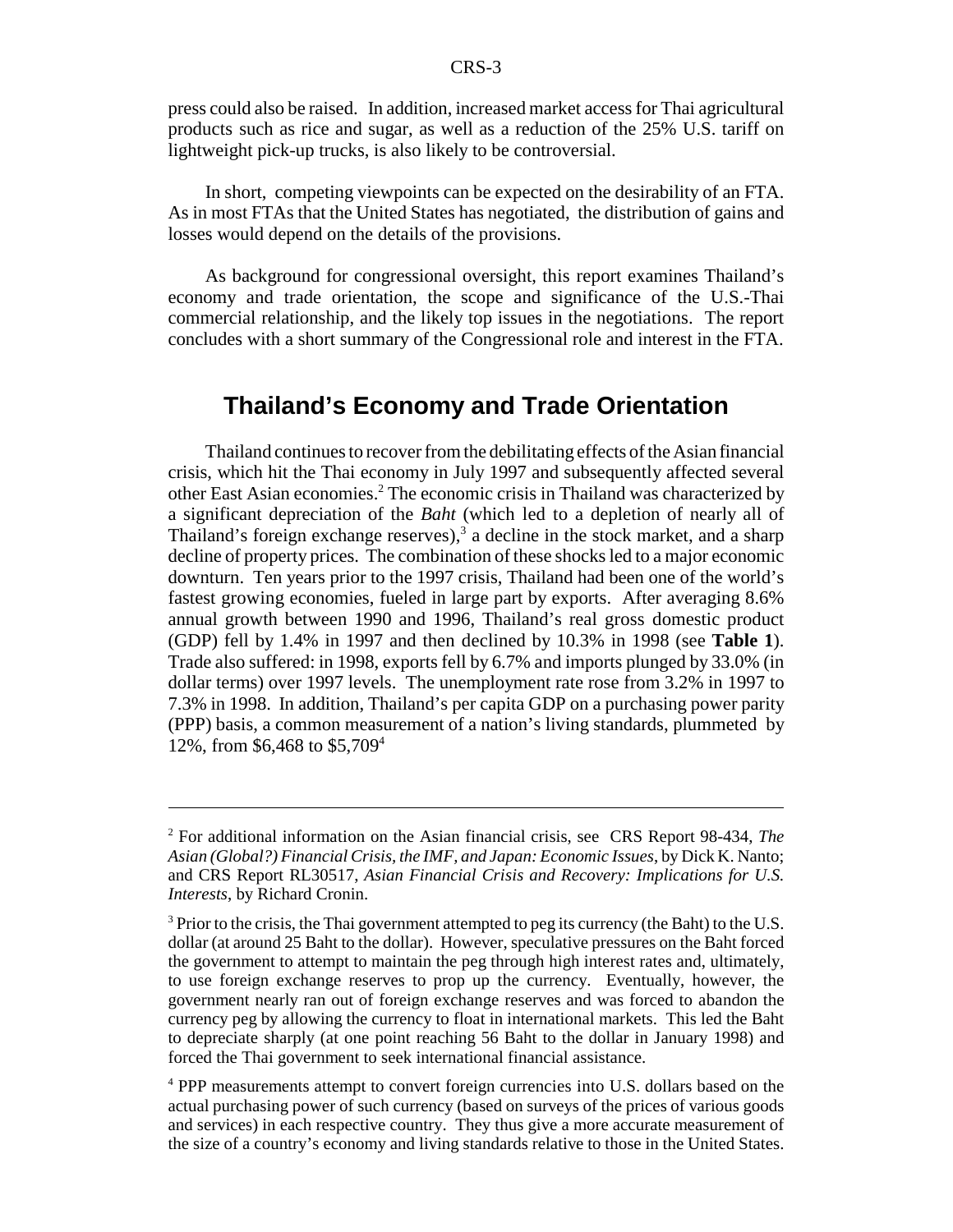press could also be raised. In addition, increased market access for Thai agricultural products such as rice and sugar, as well as a reduction of the 25% U.S. tariff on lightweight pick-up trucks, is also likely to be controversial.

In short, competing viewpoints can be expected on the desirability of an FTA. As in most FTAs that the United States has negotiated, the distribution of gains and losses would depend on the details of the provisions.

As background for congressional oversight, this report examines Thailand's economy and trade orientation, the scope and significance of the U.S.-Thai commercial relationship, and the likely top issues in the negotiations. The report concludes with a short summary of the Congressional role and interest in the FTA.

## Thailand's Economy and Trade Orientation

Thailand continues to recover from the debilitating effects of the Asian financial crisis, which hit the Thai economy in July 1997 and subsequently affected several other East Asian economies.[2] The economic crisis in Thailand was characterized by a significant depreciation of the *Baht* (which led to a depletion of nearly all of Thailand's foreign exchange reserves),[3] a decline in the stock market, and a sharp decline of property prices. The combination of these shocks led to a major economic downturn. Ten years prior to the 1997 crisis, Thailand had been one of the world's fastest growing economies, fueled in large part by exports. After averaging 8.6% annual growth between 1990 and 1996, Thailand's real gross domestic product (GDP) fell by 1.4% in 1997 and then declined by 10.3% in 1998 (see **Table 1**). Trade also suffered: in 1998, exports fell by 6.7% and imports plunged by 33.0% (in dollar terms) over 1997 levels. The unemployment rate rose from 3.2% in 1997 to 7.3% in 1998. In addition, Thailand's per capita GDP on a purchasing power parity (PPP) basis, a common measurement of a nation's living standards, plummeted by 12%, from \$6,468 to \$5,709[4]

---

[2] For additional information on the Asian financial crisis, see CRS Report 98-434, *The Asian (Global?) Financial Crisis, the IMF, and Japan: Economic Issues*, by Dick K. Nanto; and CRS Report RL30517, *Asian Financial Crisis and Recovery: Implications for U.S. Interests*, by Richard Cronin.

[3] Prior to the crisis, the Thai government attempted to peg its currency (the Baht) to the U.S. dollar (at around 25 Baht to the dollar). However, speculative pressures on the Baht forced the government to attempt to maintain the peg through high interest rates and, ultimately, to use foreign exchange reserves to prop up the currency. Eventually, however, the government nearly ran out of foreign exchange reserves and was forced to abandon the currency peg by allowing the currency to float in international markets. This led the Baht to depreciate sharply (at one point reaching 56 Baht to the dollar in January 1998) and forced the Thai government to seek international financial assistance.

[4] PPP measurements attempt to convert foreign currencies into U.S. dollars based on the actual purchasing power of such currency (based on surveys of the prices of various goods and services) in each respective country. They thus give a more accurate measurement of the size of a country's economy and living standards relative to those in the United States.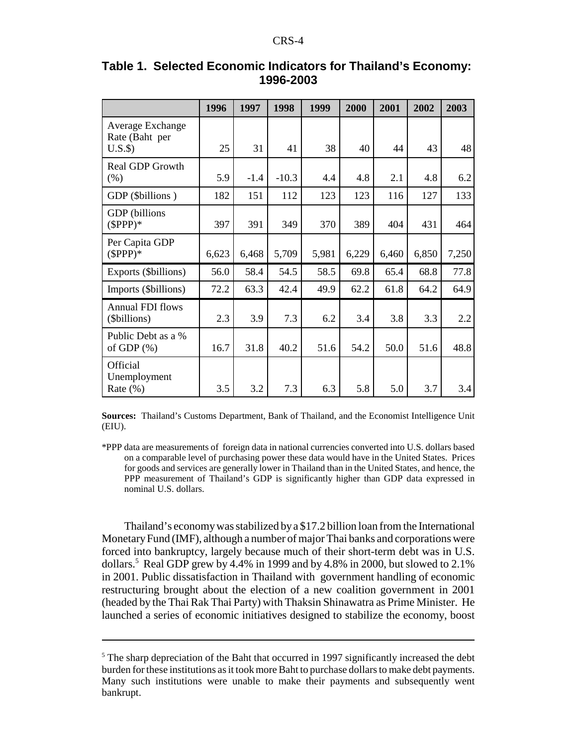**Table 1. Selected Economic Indicators for Thailand's Economy: 1996-2003**

| | 1996 | 1997 | 1998 | 1999 | 2000 | 2001 | 2002 | 2003 |
|---|---|---|---|---|---|---|---|---|
| Average Exchange Rate (Baht per U.S.$) | 25 | 31 | 41 | 38 | 40 | 44 | 43 | 48 |
| Real GDP Growth (%) | 5.9 | -1.4 | -10.3 | 4.4 | 4.8 | 2.1 | 4.8 | 6.2 |
| GDP ($billions ) | 182 | 151 | 112 | 123 | 123 | 116 | 127 | 133 |
| GDP (billions ($PPP)* | 397 | 391 | 349 | 370 | 389 | 404 | 431 | 464 |
| Per Capita GDP ($PPP)* | 6,623 | 6,468 | 5,709 | 5,981 | 6,229 | 6,460 | 6,850 | 7,250 |
| Exports ($billions) | 56.0 | 58.4 | 54.5 | 58.5 | 69.8 | 65.4 | 68.8 | 77.8 |
| Imports ($billions) | 72.2 | 63.3 | 42.4 | 49.9 | 62.2 | 61.8 | 64.2 | 64.9 |
| Annual FDI flows ($billions) | 2.3 | 3.9 | 7.3 | 6.2 | 3.4 | 3.8 | 3.3 | 2.2 |
| Public Debt as a % of GDP (%) | 16.7 | 31.8 | 40.2 | 51.6 | 54.2 | 50.0 | 51.6 | 48.8 |
| Official Unemployment Rate (%) | 3.5 | 3.2 | 7.3 | 6.3 | 5.8 | 5.0 | 3.7 | 3.4 |

**Sources:** Thailand's Customs Department, Bank of Thailand, and the Economist Intelligence Unit (EIU).

*PPP data are measurements of foreign data in national currencies converted into U.S. dollars based on a comparable level of purchasing power these data would have in the United States. Prices for goods and services are generally lower in Thailand than in the United States, and hence, the PPP measurement of Thailand's GDP is significantly higher than GDP data expressed in nominal U.S. dollars.

Thailand's economy was stabilized by a $17.2 billion loan from the International Monetary Fund (IMF), although a number of major Thai banks and corporations were forced into bankruptcy, largely because much of their short-term debt was in U.S. dollars.[5] Real GDP grew by 4.4% in 1999 and by 4.8% in 2000, but slowed to 2.1% in 2001. Public dissatisfaction in Thailand with government handling of economic restructuring brought about the election of a new coalition government in 2001 (headed by the Thai Rak Thai Party) with Thaksin Shinawatra as Prime Minister. He launched a series of economic initiatives designed to stabilize the economy, boost

---

[5] The sharp depreciation of the Baht that occurred in 1997 significantly increased the debt burden for these institutions as it took more Baht to purchase dollars to make debt payments. Many such institutions were unable to make their payments and subsequently went bankrupt.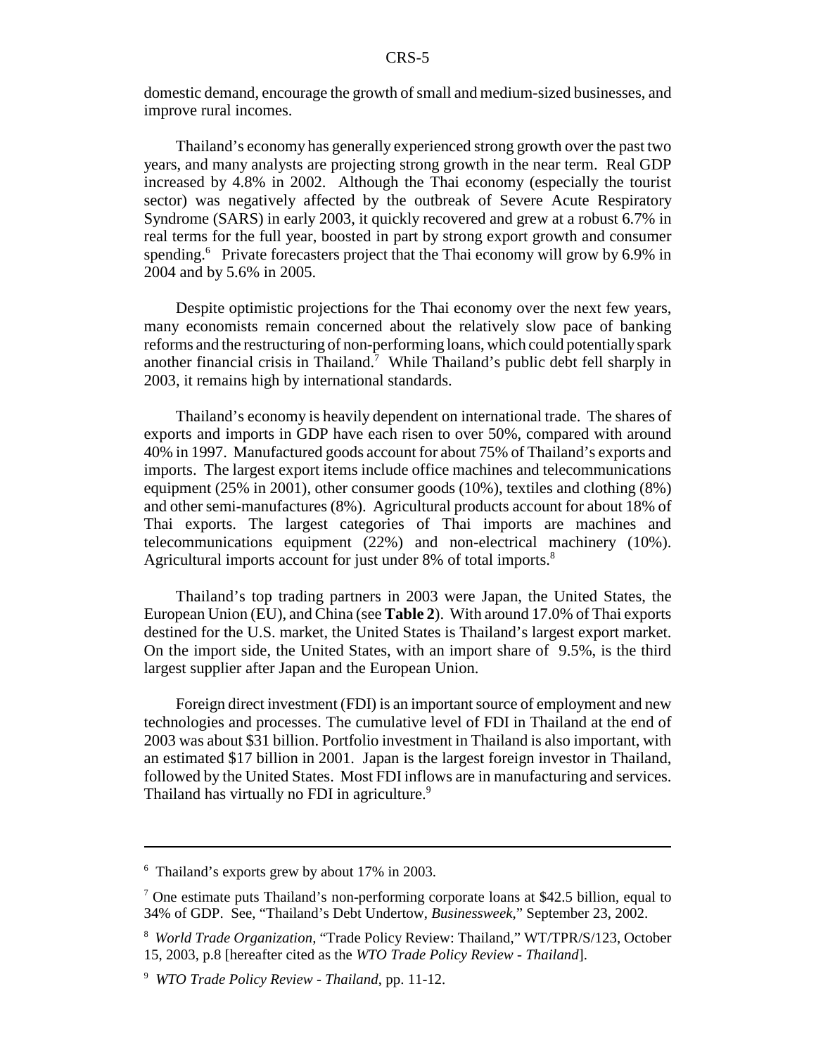domestic demand, encourage the growth of small and medium-sized businesses, and improve rural incomes.

Thailand's economy has generally experienced strong growth over the past two years, and many analysts are projecting strong growth in the near term. Real GDP increased by 4.8% in 2002. Although the Thai economy (especially the tourist sector) was negatively affected by the outbreak of Severe Acute Respiratory Syndrome (SARS) in early 2003, it quickly recovered and grew at a robust 6.7% in real terms for the full year, boosted in part by strong export growth and consumer spending.[6] Private forecasters project that the Thai economy will grow by 6.9% in 2004 and by 5.6% in 2005.

Despite optimistic projections for the Thai economy over the next few years, many economists remain concerned about the relatively slow pace of banking reforms and the restructuring of non-performing loans, which could potentially spark another financial crisis in Thailand.[7] While Thailand's public debt fell sharply in 2003, it remains high by international standards.

Thailand's economy is heavily dependent on international trade. The shares of exports and imports in GDP have each risen to over 50%, compared with around 40% in 1997. Manufactured goods account for about 75% of Thailand's exports and imports. The largest export items include office machines and telecommunications equipment (25% in 2001), other consumer goods (10%), textiles and clothing (8%) and other semi-manufactures (8%). Agricultural products account for about 18% of Thai exports. The largest categories of Thai imports are machines and telecommunications equipment (22%) and non-electrical machinery (10%). Agricultural imports account for just under 8% of total imports.[8]

Thailand's top trading partners in 2003 were Japan, the United States, the European Union (EU), and China (see **Table 2**). With around 17.0% of Thai exports destined for the U.S. market, the United States is Thailand's largest export market. On the import side, the United States, with an import share of 9.5%, is the third largest supplier after Japan and the European Union.

Foreign direct investment (FDI) is an important source of employment and new technologies and processes. The cumulative level of FDI in Thailand at the end of 2003 was about $31 billion. Portfolio investment in Thailand is also important, with an estimated $17 billion in 2001. Japan is the largest foreign investor in Thailand, followed by the United States. Most FDI inflows are in manufacturing and services. Thailand has virtually no FDI in agriculture.[9]

---

[6] Thailand's exports grew by about 17% in 2003.

[7] One estimate puts Thailand's non-performing corporate loans at $42.5 billion, equal to 34% of GDP. See, "Thailand's Debt Undertow, *Businessweek*," September 23, 2002.

[8] *World Trade Organization*, "Trade Policy Review: Thailand," WT/TPR/S/123, October 15, 2003, p.8 [hereafter cited as the *WTO Trade Policy Review - Thailand*].

[9] *WTO Trade Policy Review - Thailand*, pp. 11-12.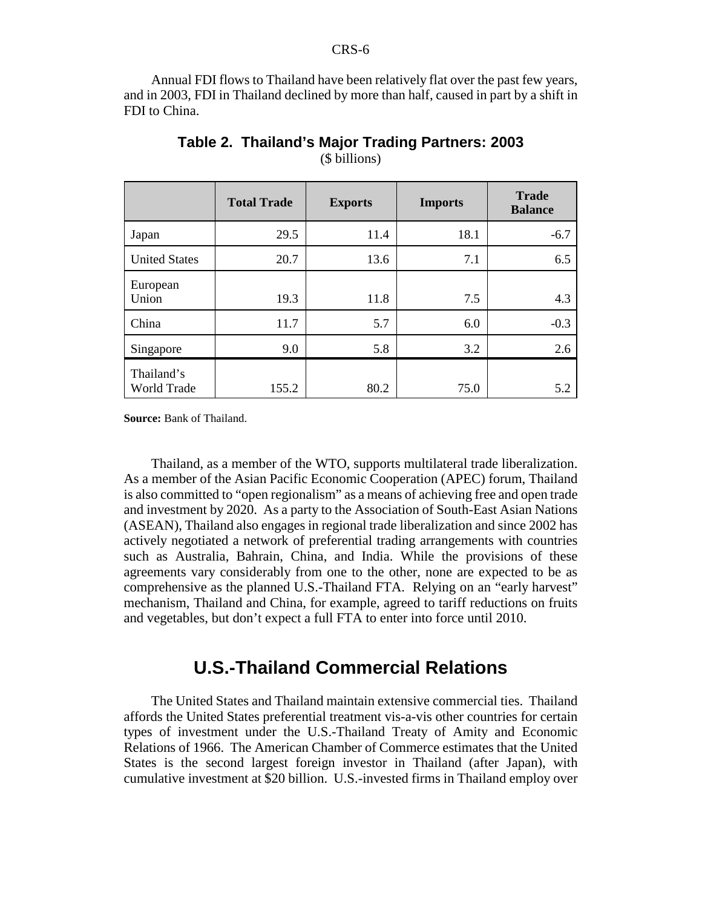Annual FDI flows to Thailand have been relatively flat over the past few years, and in 2003, FDI in Thailand declined by more than half, caused in part by a shift in FDI to China.

**Table 2. Thailand's Major Trading Partners: 2003**
($ billions)

| | Total Trade | Exports | Imports | Trade Balance |
|---|---|---|---|---|
| Japan | 29.5 | 11.4 | 18.1 | -6.7 |
| United States | 20.7 | 13.6 | 7.1 | 6.5 |
| European Union | 19.3 | 11.8 | 7.5 | 4.3 |
| China | 11.7 | 5.7 | 6.0 | -0.3 |
| Singapore | 9.0 | 5.8 | 3.2 | 2.6 |
| Thailand's World Trade | 155.2 | 80.2 | 75.0 | 5.2 |

**Source:** Bank of Thailand.

Thailand, as a member of the WTO, supports multilateral trade liberalization. As a member of the Asian Pacific Economic Cooperation (APEC) forum, Thailand is also committed to "open regionalism" as a means of achieving free and open trade and investment by 2020. As a party to the Association of South-East Asian Nations (ASEAN), Thailand also engages in regional trade liberalization and since 2002 has actively negotiated a network of preferential trading arrangements with countries such as Australia, Bahrain, China, and India. While the provisions of these agreements vary considerably from one to the other, none are expected to be as comprehensive as the planned U.S.-Thailand FTA. Relying on an "early harvest" mechanism, Thailand and China, for example, agreed to tariff reductions on fruits and vegetables, but don't expect a full FTA to enter into force until 2010.

## U.S.-Thailand Commercial Relations

The United States and Thailand maintain extensive commercial ties. Thailand affords the United States preferential treatment vis-a-vis other countries for certain types of investment under the U.S.-Thailand Treaty of Amity and Economic Relations of 1966. The American Chamber of Commerce estimates that the United States is the second largest foreign investor in Thailand (after Japan), with cumulative investment at $20 billion. U.S.-invested firms in Thailand employ over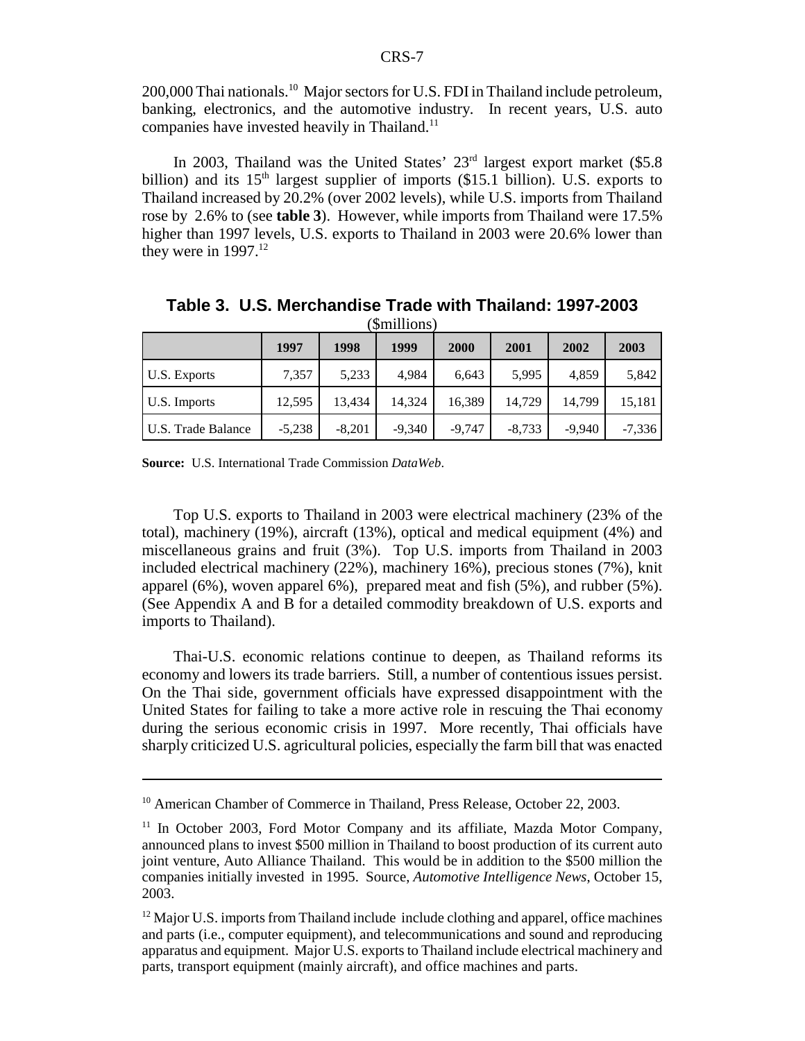200,000 Thai nationals.[10] Major sectors for U.S. FDI in Thailand include petroleum, banking, electronics, and the automotive industry. In recent years, U.S. auto companies have invested heavily in Thailand.[11]

In 2003, Thailand was the United States' 23rd largest export market ($5.8 billion) and its 15th largest supplier of imports ($15.1 billion). U.S. exports to Thailand increased by 20.2% (over 2002 levels), while U.S. imports from Thailand rose by 2.6% to (see **table 3**). However, while imports from Thailand were 17.5% higher than 1997 levels, U.S. exports to Thailand in 2003 were 20.6% lower than they were in 1997.[12]

**Table 3. U.S. Merchandise Trade with Thailand: 1997-2003**
($millions)

| | 1997 | 1998 | 1999 | 2000 | 2001 | 2002 | 2003 |
|---|---|---|---|---|---|---|---|
| U.S. Exports | 7,357 | 5,233 | 4,984 | 6,643 | 5,995 | 4,859 | 5,842 |
| U.S. Imports | 12,595 | 13,434 | 14,324 | 16,389 | 14,729 | 14,799 | 15,181 |
| U.S. Trade Balance | -5,238 | -8,201 | -9,340 | -9,747 | -8,733 | -9,940 | -7,336 |

**Source:** U.S. International Trade Commission *DataWeb*.

Top U.S. exports to Thailand in 2003 were electrical machinery (23% of the total), machinery (19%), aircraft (13%), optical and medical equipment (4%) and miscellaneous grains and fruit (3%). Top U.S. imports from Thailand in 2003 included electrical machinery (22%), machinery 16%), precious stones (7%), knit apparel (6%), woven apparel 6%), prepared meat and fish (5%), and rubber (5%). (See Appendix A and B for a detailed commodity breakdown of U.S. exports and imports to Thailand).

Thai-U.S. economic relations continue to deepen, as Thailand reforms its economy and lowers its trade barriers. Still, a number of contentious issues persist. On the Thai side, government officials have expressed disappointment with the United States for failing to take a more active role in rescuing the Thai economy during the serious economic crisis in 1997. More recently, Thai officials have sharply criticized U.S. agricultural policies, especially the farm bill that was enacted

---

[10] American Chamber of Commerce in Thailand, Press Release, October 22, 2003.

[11] In October 2003, Ford Motor Company and its affiliate, Mazda Motor Company, announced plans to invest $500 million in Thailand to boost production of its current auto joint venture, Auto Alliance Thailand. This would be in addition to the $500 million the companies initially invested in 1995. Source, *Automotive Intelligence News*, October 15, 2003.

[12] Major U.S. imports from Thailand include include clothing and apparel, office machines and parts (i.e., computer equipment), and telecommunications and sound and reproducing apparatus and equipment. Major U.S. exports to Thailand include electrical machinery and parts, transport equipment (mainly aircraft), and office machines and parts.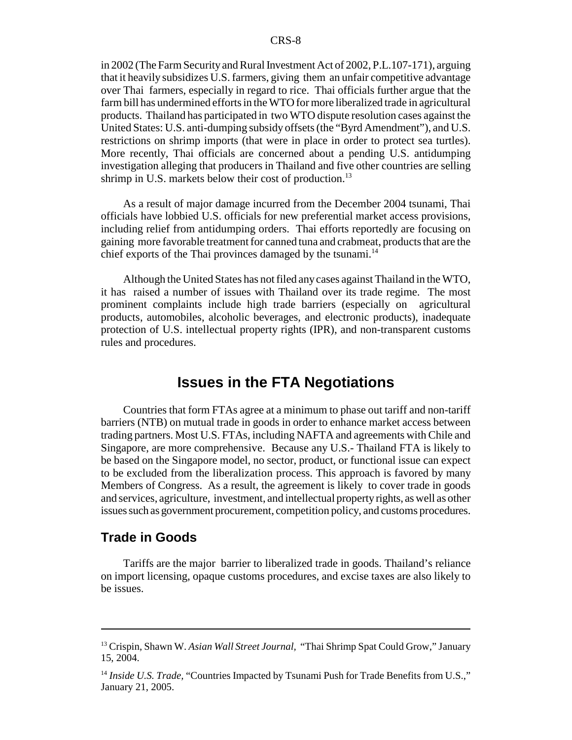in 2002 (The Farm Security and Rural Investment Act of 2002, P.L.107-171), arguing that it heavily subsidizes U.S. farmers, giving them an unfair competitive advantage over Thai farmers, especially in regard to rice. Thai officials further argue that the farm bill has undermined efforts in the WTO for more liberalized trade in agricultural products. Thailand has participated in two WTO dispute resolution cases against the United States: U.S. anti-dumping subsidy offsets (the "Byrd Amendment"), and U.S. restrictions on shrimp imports (that were in place in order to protect sea turtles). More recently, Thai officials are concerned about a pending U.S. antidumping investigation alleging that producers in Thailand and five other countries are selling shrimp in U.S. markets below their cost of production.[13]

As a result of major damage incurred from the December 2004 tsunami, Thai officials have lobbied U.S. officials for new preferential market access provisions, including relief from antidumping orders. Thai efforts reportedly are focusing on gaining more favorable treatment for canned tuna and crabmeat, products that are the chief exports of the Thai provinces damaged by the tsunami.[14]

Although the United States has not filed any cases against Thailand in the WTO, it has raised a number of issues with Thailand over its trade regime. The most prominent complaints include high trade barriers (especially on agricultural products, automobiles, alcoholic beverages, and electronic products), inadequate protection of U.S. intellectual property rights (IPR), and non-transparent customs rules and procedures.

## Issues in the FTA Negotiations

Countries that form FTAs agree at a minimum to phase out tariff and non-tariff barriers (NTB) on mutual trade in goods in order to enhance market access between trading partners. Most U.S. FTAs, including NAFTA and agreements with Chile and Singapore, are more comprehensive. Because any U.S.- Thailand FTA is likely to be based on the Singapore model, no sector, product, or functional issue can expect to be excluded from the liberalization process. This approach is favored by many Members of Congress. As a result, the agreement is likely to cover trade in goods and services, agriculture, investment, and intellectual property rights, as well as other issues such as government procurement, competition policy, and customs procedures.

### Trade in Goods

Tariffs are the major barrier to liberalized trade in goods. Thailand's reliance on import licensing, opaque customs procedures, and excise taxes are also likely to be issues.

---

[13] Crispin, Shawn W. *Asian Wall Street Journal*, "Thai Shrimp Spat Could Grow," January 15, 2004.

[14] *Inside U.S. Trade*, "Countries Impacted by Tsunami Push for Trade Benefits from U.S.," January 21, 2005.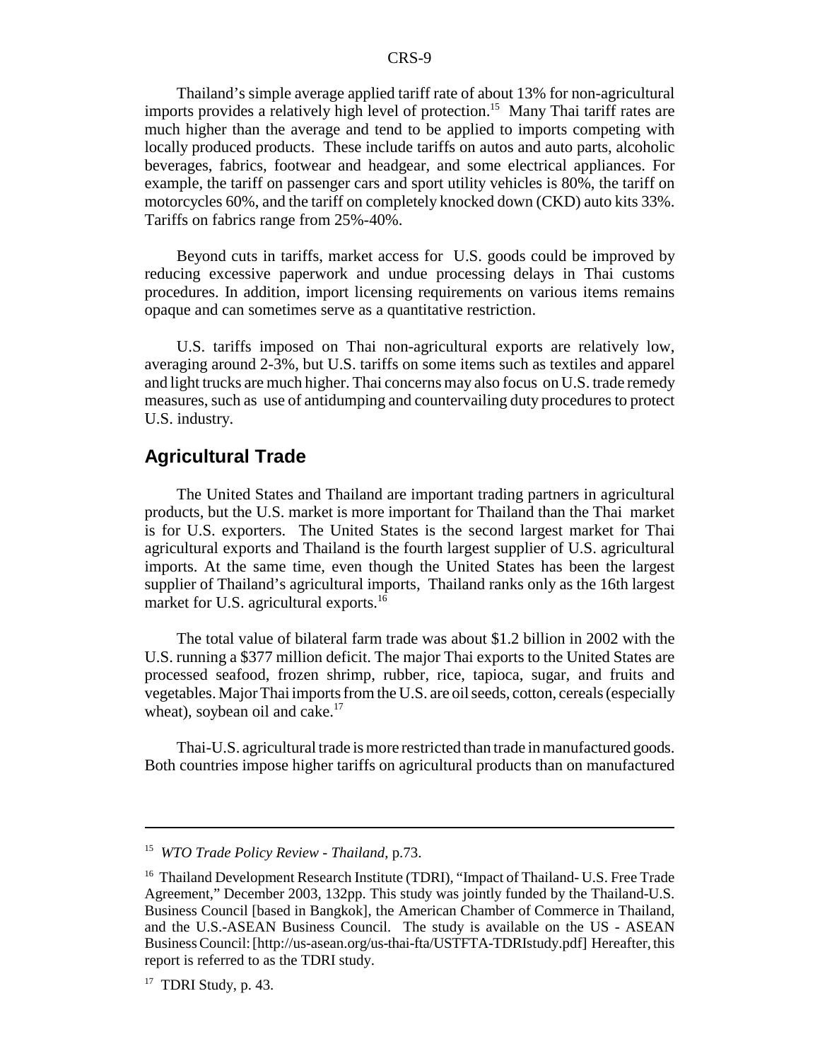Thailand's simple average applied tariff rate of about 13% for non-agricultural imports provides a relatively high level of protection.[15] Many Thai tariff rates are much higher than the average and tend to be applied to imports competing with locally produced products. These include tariffs on autos and auto parts, alcoholic beverages, fabrics, footwear and headgear, and some electrical appliances. For example, the tariff on passenger cars and sport utility vehicles is 80%, the tariff on motorcycles 60%, and the tariff on completely knocked down (CKD) auto kits 33%. Tariffs on fabrics range from 25%-40%.

Beyond cuts in tariffs, market access for U.S. goods could be improved by reducing excessive paperwork and undue processing delays in Thai customs procedures. In addition, import licensing requirements on various items remains opaque and can sometimes serve as a quantitative restriction.

U.S. tariffs imposed on Thai non-agricultural exports are relatively low, averaging around 2-3%, but U.S. tariffs on some items such as textiles and apparel and light trucks are much higher. Thai concerns may also focus on U.S. trade remedy measures, such as use of antidumping and countervailing duty procedures to protect U.S. industry.

## Agricultural Trade

The United States and Thailand are important trading partners in agricultural products, but the U.S. market is more important for Thailand than the Thai market is for U.S. exporters. The United States is the second largest market for Thai agricultural exports and Thailand is the fourth largest supplier of U.S. agricultural imports. At the same time, even though the United States has been the largest supplier of Thailand's agricultural imports, Thailand ranks only as the 16th largest market for U.S. agricultural exports.[16]

The total value of bilateral farm trade was about $1.2 billion in 2002 with the U.S. running a $377 million deficit. The major Thai exports to the United States are processed seafood, frozen shrimp, rubber, rice, tapioca, sugar, and fruits and vegetables. Major Thai imports from the U.S. are oil seeds, cotton, cereals (especially wheat), soybean oil and cake.[17]

Thai-U.S. agricultural trade is more restricted than trade in manufactured goods. Both countries impose higher tariffs on agricultural products than on manufactured

---

[15] *WTO Trade Policy Review - Thailand*, p.73.

[16] Thailand Development Research Institute (TDRI), "Impact of Thailand- U.S. Free Trade Agreement," December 2003, 132pp. This study was jointly funded by the Thailand-U.S. Business Council [based in Bangkok], the American Chamber of Commerce in Thailand, and the U.S.-ASEAN Business Council. The study is available on the US - ASEAN Business Council: [http://us-asean.org/us-thai-fta/USTFTA-TDRIstudy.pdf] Hereafter, this report is referred to as the TDRI study.

[17] TDRI Study, p. 43.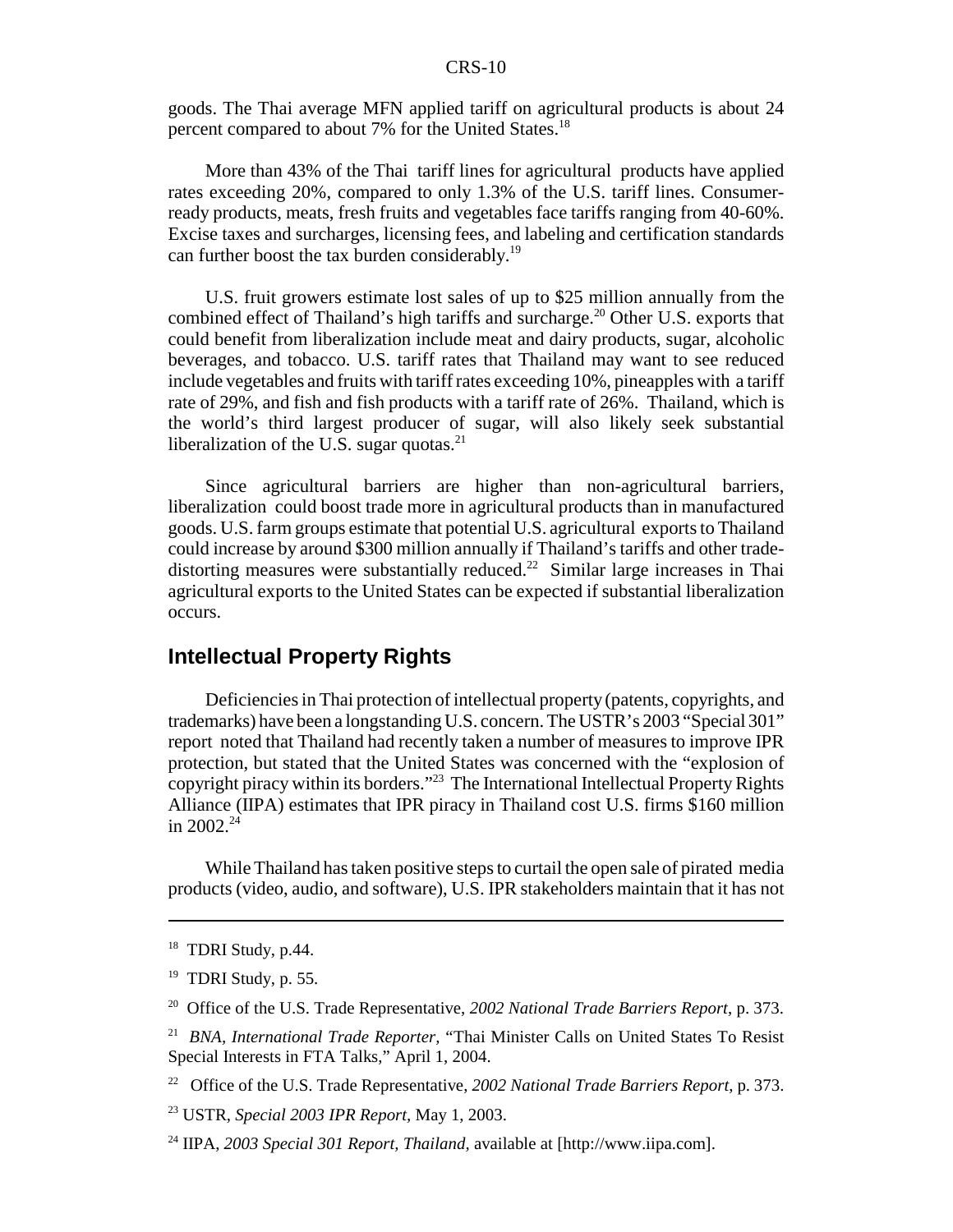goods. The Thai average MFN applied tariff on agricultural products is about 24 percent compared to about 7% for the United States.[18]

More than 43% of the Thai tariff lines for agricultural products have applied rates exceeding 20%, compared to only 1.3% of the U.S. tariff lines. Consumer-ready products, meats, fresh fruits and vegetables face tariffs ranging from 40-60%. Excise taxes and surcharges, licensing fees, and labeling and certification standards can further boost the tax burden considerably.[19]

U.S. fruit growers estimate lost sales of up to $25 million annually from the combined effect of Thailand's high tariffs and surcharge.[20] Other U.S. exports that could benefit from liberalization include meat and dairy products, sugar, alcoholic beverages, and tobacco. U.S. tariff rates that Thailand may want to see reduced include vegetables and fruits with tariff rates exceeding 10%, pineapples with a tariff rate of 29%, and fish and fish products with a tariff rate of 26%. Thailand, which is the world's third largest producer of sugar, will also likely seek substantial liberalization of the U.S. sugar quotas.[21]

Since agricultural barriers are higher than non-agricultural barriers, liberalization could boost trade more in agricultural products than in manufactured goods. U.S. farm groups estimate that potential U.S. agricultural exports to Thailand could increase by around $300 million annually if Thailand's tariffs and other trade-distorting measures were substantially reduced.[22] Similar large increases in Thai agricultural exports to the United States can be expected if substantial liberalization occurs.

## Intellectual Property Rights

Deficiencies in Thai protection of intellectual property (patents, copyrights, and trademarks) have been a longstanding U.S. concern. The USTR's 2003 "Special 301" report noted that Thailand had recently taken a number of measures to improve IPR protection, but stated that the United States was concerned with the "explosion of copyright piracy within its borders."[23] The International Intellectual Property Rights Alliance (IIPA) estimates that IPR piracy in Thailand cost U.S. firms $160 million in 2002.[24]

While Thailand has taken positive steps to curtail the open sale of pirated media products (video, audio, and software), U.S. IPR stakeholders maintain that it has not

---

[18] TDRI Study, p.44.

[19] TDRI Study, p. 55.

[20] Office of the U.S. Trade Representative, *2002 National Trade Barriers Report*, p. 373.

[21] *BNA, International Trade Reporter,* "Thai Minister Calls on United States To Resist Special Interests in FTA Talks," April 1, 2004.

[22] Office of the U.S. Trade Representative, *2002 National Trade Barriers Report*, p. 373.

[23] USTR, *Special 2003 IPR Report,* May 1, 2003.

[24] IIPA, *2003 Special 301 Report, Thailand*, available at [http://www.iipa.com].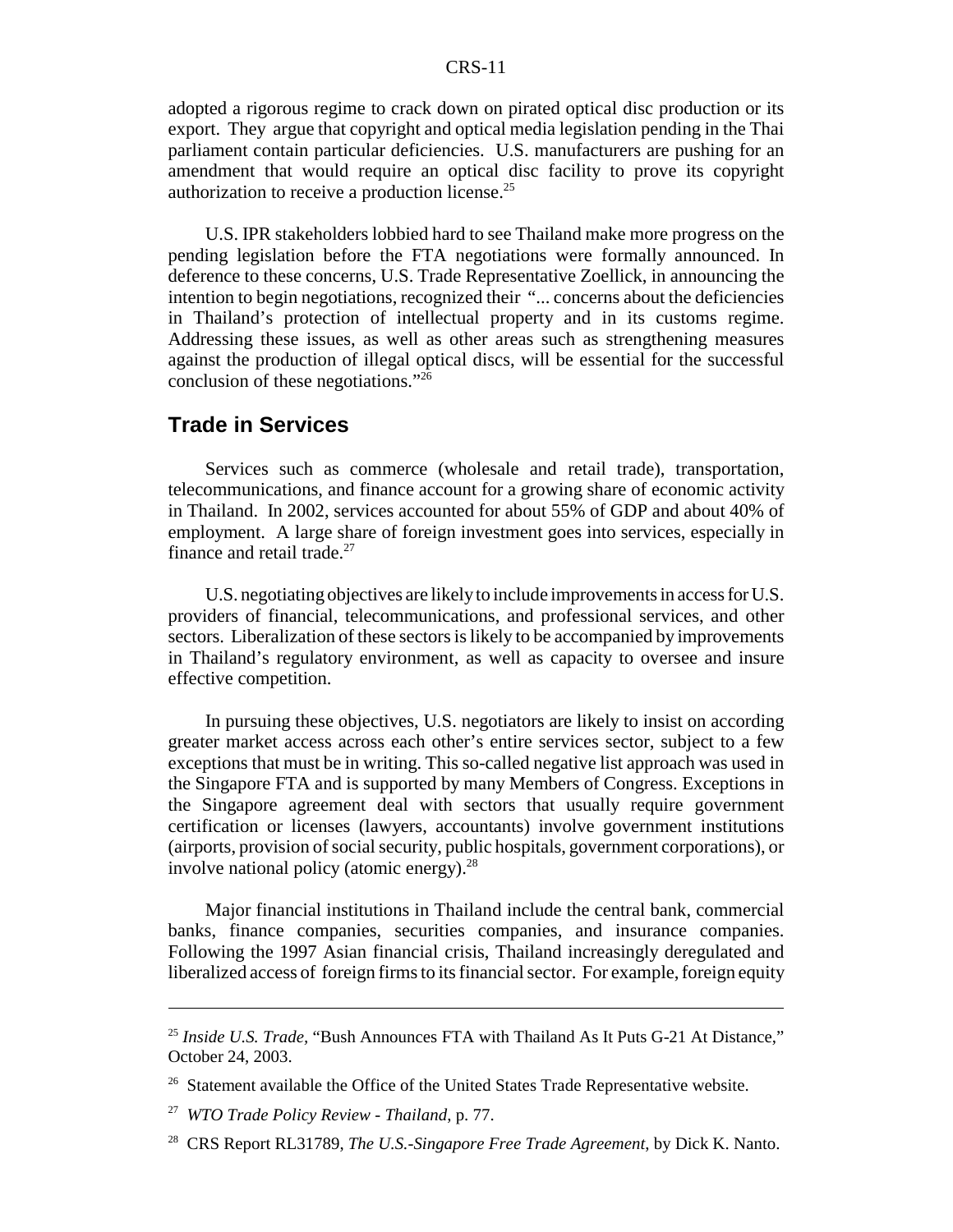adopted a rigorous regime to crack down on pirated optical disc production or its export. They argue that copyright and optical media legislation pending in the Thai parliament contain particular deficiencies. U.S. manufacturers are pushing for an amendment that would require an optical disc facility to prove its copyright authorization to receive a production license.[25]

U.S. IPR stakeholders lobbied hard to see Thailand make more progress on the pending legislation before the FTA negotiations were formally announced. In deference to these concerns, U.S. Trade Representative Zoellick, in announcing the intention to begin negotiations, recognized their "... concerns about the deficiencies in Thailand's protection of intellectual property and in its customs regime. Addressing these issues, as well as other areas such as strengthening measures against the production of illegal optical discs, will be essential for the successful conclusion of these negotiations."[26]

## Trade in Services

Services such as commerce (wholesale and retail trade), transportation, telecommunications, and finance account for a growing share of economic activity in Thailand. In 2002, services accounted for about 55% of GDP and about 40% of employment. A large share of foreign investment goes into services, especially in finance and retail trade.[27]

U.S. negotiating objectives are likely to include improvements in access for U.S. providers of financial, telecommunications, and professional services, and other sectors. Liberalization of these sectors is likely to be accompanied by improvements in Thailand's regulatory environment, as well as capacity to oversee and insure effective competition.

In pursuing these objectives, U.S. negotiators are likely to insist on according greater market access across each other's entire services sector, subject to a few exceptions that must be in writing. This so-called negative list approach was used in the Singapore FTA and is supported by many Members of Congress. Exceptions in the Singapore agreement deal with sectors that usually require government certification or licenses (lawyers, accountants) involve government institutions (airports, provision of social security, public hospitals, government corporations), or involve national policy (atomic energy).[28]

Major financial institutions in Thailand include the central bank, commercial banks, finance companies, securities companies, and insurance companies. Following the 1997 Asian financial crisis, Thailand increasingly deregulated and liberalized access of foreign firms to its financial sector. For example, foreign equity

---

[25] *Inside U.S. Trade*, "Bush Announces FTA with Thailand As It Puts G-21 At Distance," October 24, 2003.

[26] Statement available the Office of the United States Trade Representative website.

[27] *WTO Trade Policy Review - Thailand*, p. 77.

[28] CRS Report RL31789, *The U.S.-Singapore Free Trade Agreement*, by Dick K. Nanto.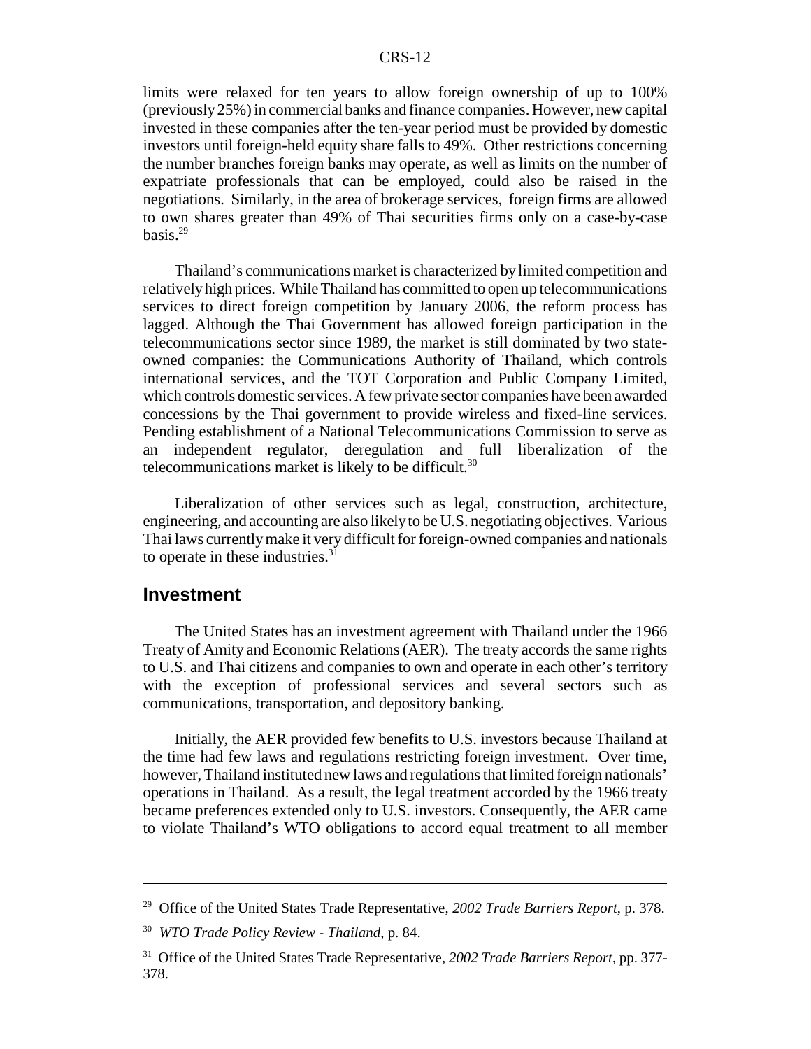limits were relaxed for ten years to allow foreign ownership of up to 100% (previously 25%) in commercial banks and finance companies. However, new capital invested in these companies after the ten-year period must be provided by domestic investors until foreign-held equity share falls to 49%. Other restrictions concerning the number branches foreign banks may operate, as well as limits on the number of expatriate professionals that can be employed, could also be raised in the negotiations. Similarly, in the area of brokerage services, foreign firms are allowed to own shares greater than 49% of Thai securities firms only on a case-by-case basis.[29]

Thailand's communications market is characterized by limited competition and relatively high prices. While Thailand has committed to open up telecommunications services to direct foreign competition by January 2006, the reform process has lagged. Although the Thai Government has allowed foreign participation in the telecommunications sector since 1989, the market is still dominated by two state-owned companies: the Communications Authority of Thailand, which controls international services, and the TOT Corporation and Public Company Limited, which controls domestic services. A few private sector companies have been awarded concessions by the Thai government to provide wireless and fixed-line services. Pending establishment of a National Telecommunications Commission to serve as an independent regulator, deregulation and full liberalization of the telecommunications market is likely to be difficult.[30]

Liberalization of other services such as legal, construction, architecture, engineering, and accounting are also likely to be U.S. negotiating objectives. Various Thai laws currently make it very difficult for foreign-owned companies and nationals to operate in these industries.[31]

## Investment

The United States has an investment agreement with Thailand under the 1966 Treaty of Amity and Economic Relations (AER). The treaty accords the same rights to U.S. and Thai citizens and companies to own and operate in each other's territory with the exception of professional services and several sectors such as communications, transportation, and depository banking.

Initially, the AER provided few benefits to U.S. investors because Thailand at the time had few laws and regulations restricting foreign investment. Over time, however, Thailand instituted new laws and regulations that limited foreign nationals' operations in Thailand. As a result, the legal treatment accorded by the 1966 treaty became preferences extended only to U.S. investors. Consequently, the AER came to violate Thailand's WTO obligations to accord equal treatment to all member

---

[29] Office of the United States Trade Representative, *2002 Trade Barriers Report*, p. 378.

[30] *WTO Trade Policy Review - Thailand*, p. 84.

[31] Office of the United States Trade Representative, *2002 Trade Barriers Report*, pp. 377-378.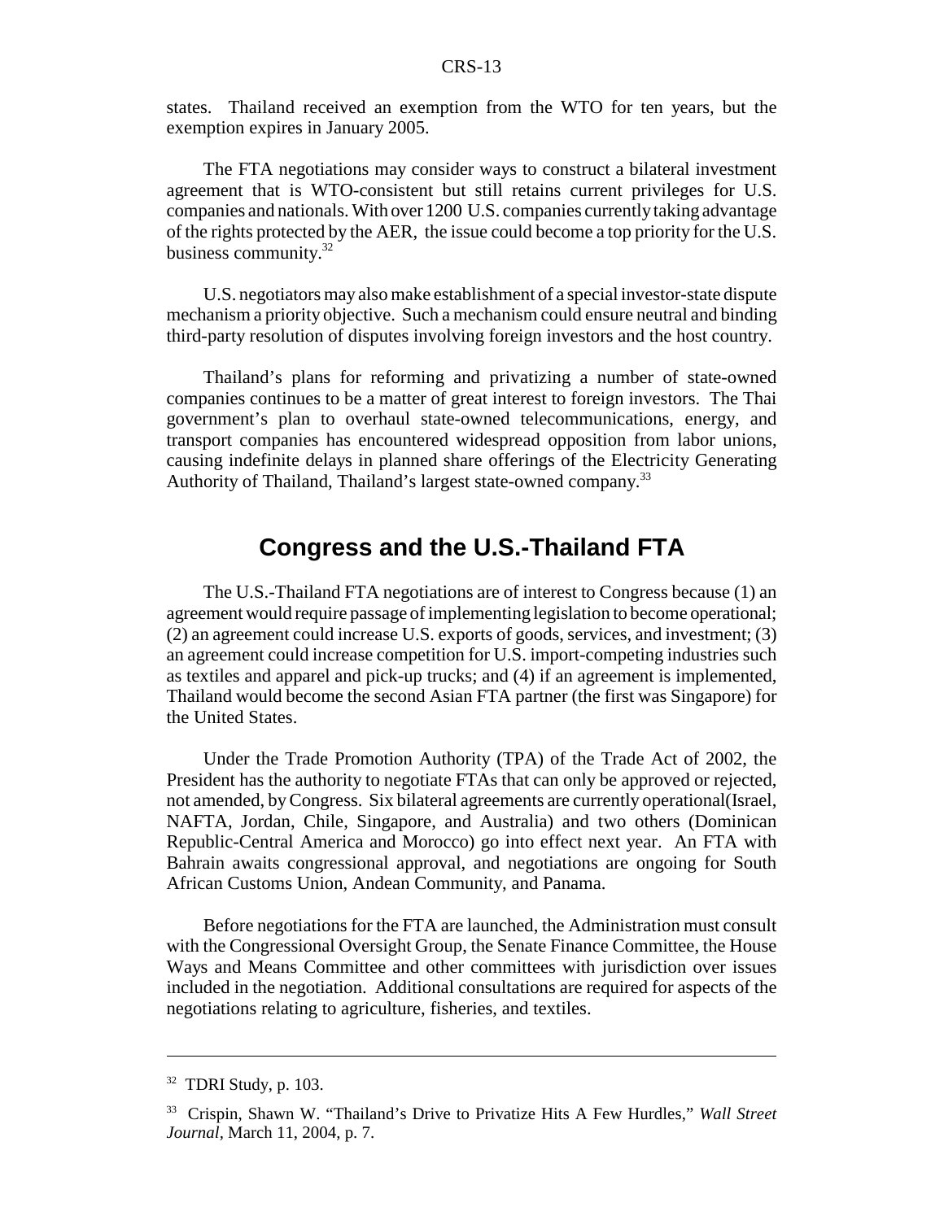states. Thailand received an exemption from the WTO for ten years, but the exemption expires in January 2005.

The FTA negotiations may consider ways to construct a bilateral investment agreement that is WTO-consistent but still retains current privileges for U.S. companies and nationals. With over 1200 U.S. companies currently taking advantage of the rights protected by the AER, the issue could become a top priority for the U.S. business community.[32]

U.S. negotiators may also make establishment of a special investor-state dispute mechanism a priority objective. Such a mechanism could ensure neutral and binding third-party resolution of disputes involving foreign investors and the host country.

Thailand's plans for reforming and privatizing a number of state-owned companies continues to be a matter of great interest to foreign investors. The Thai government's plan to overhaul state-owned telecommunications, energy, and transport companies has encountered widespread opposition from labor unions, causing indefinite delays in planned share offerings of the Electricity Generating Authority of Thailand, Thailand's largest state-owned company.[33]

## Congress and the U.S.-Thailand FTA

The U.S.-Thailand FTA negotiations are of interest to Congress because (1) an agreement would require passage of implementing legislation to become operational; (2) an agreement could increase U.S. exports of goods, services, and investment; (3) an agreement could increase competition for U.S. import-competing industries such as textiles and apparel and pick-up trucks; and (4) if an agreement is implemented, Thailand would become the second Asian FTA partner (the first was Singapore) for the United States.

Under the Trade Promotion Authority (TPA) of the Trade Act of 2002, the President has the authority to negotiate FTAs that can only be approved or rejected, not amended, by Congress. Six bilateral agreements are currently operational(Israel, NAFTA, Jordan, Chile, Singapore, and Australia) and two others (Dominican Republic-Central America and Morocco) go into effect next year. An FTA with Bahrain awaits congressional approval, and negotiations are ongoing for South African Customs Union, Andean Community, and Panama.

Before negotiations for the FTA are launched, the Administration must consult with the Congressional Oversight Group, the Senate Finance Committee, the House Ways and Means Committee and other committees with jurisdiction over issues included in the negotiation. Additional consultations are required for aspects of the negotiations relating to agriculture, fisheries, and textiles.

---

[32] TDRI Study, p. 103.

[33] Crispin, Shawn W. "Thailand's Drive to Privatize Hits A Few Hurdles," *Wall Street Journal*, March 11, 2004, p. 7.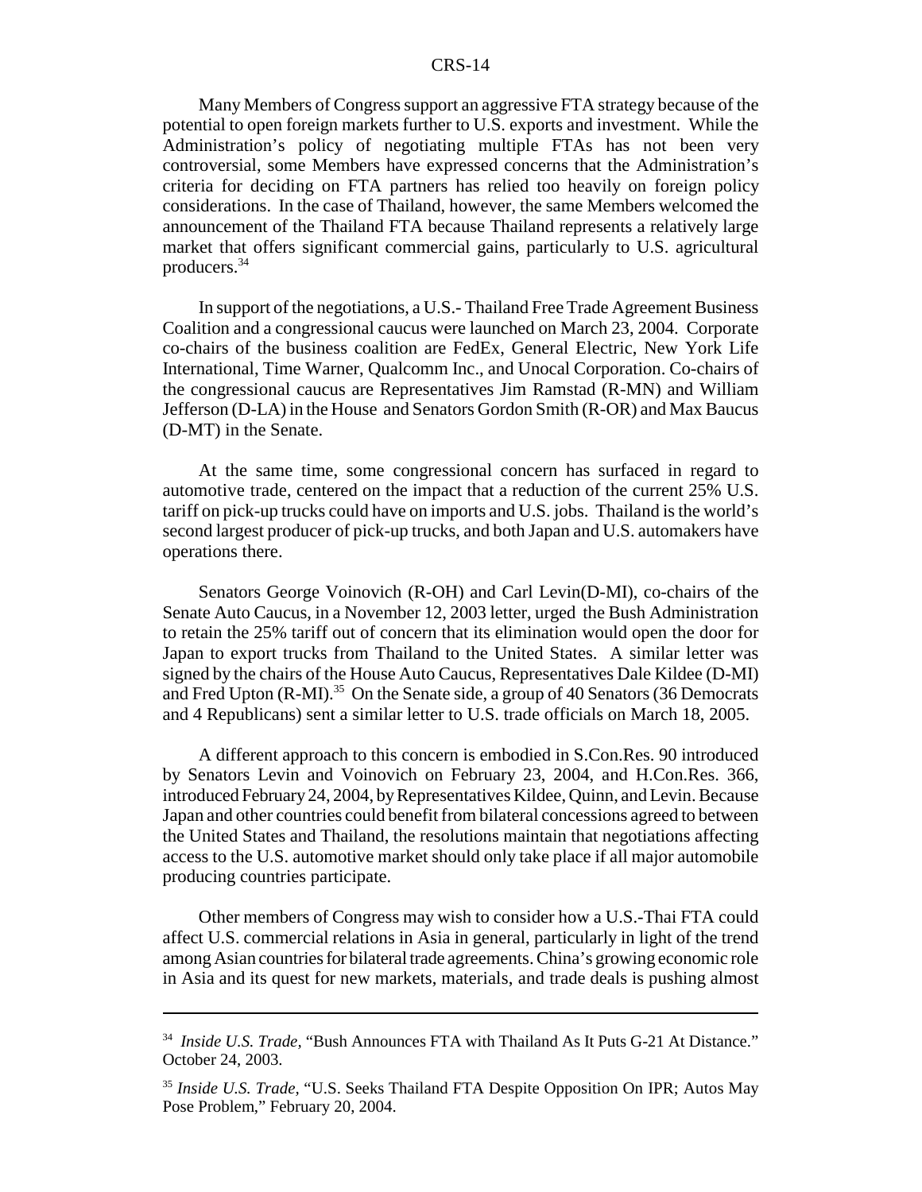Many Members of Congress support an aggressive FTA strategy because of the potential to open foreign markets further to U.S. exports and investment. While the Administration's policy of negotiating multiple FTAs has not been very controversial, some Members have expressed concerns that the Administration's criteria for deciding on FTA partners has relied too heavily on foreign policy considerations. In the case of Thailand, however, the same Members welcomed the announcement of the Thailand FTA because Thailand represents a relatively large market that offers significant commercial gains, particularly to U.S. agricultural producers.[34]

In support of the negotiations, a U.S.- Thailand Free Trade Agreement Business Coalition and a congressional caucus were launched on March 23, 2004. Corporate co-chairs of the business coalition are FedEx, General Electric, New York Life International, Time Warner, Qualcomm Inc., and Unocal Corporation. Co-chairs of the congressional caucus are Representatives Jim Ramstad (R-MN) and William Jefferson (D-LA) in the House and Senators Gordon Smith (R-OR) and Max Baucus (D-MT) in the Senate.

At the same time, some congressional concern has surfaced in regard to automotive trade, centered on the impact that a reduction of the current 25% U.S. tariff on pick-up trucks could have on imports and U.S. jobs. Thailand is the world's second largest producer of pick-up trucks, and both Japan and U.S. automakers have operations there.

Senators George Voinovich (R-OH) and Carl Levin(D-MI), co-chairs of the Senate Auto Caucus, in a November 12, 2003 letter, urged the Bush Administration to retain the 25% tariff out of concern that its elimination would open the door for Japan to export trucks from Thailand to the United States. A similar letter was signed by the chairs of the House Auto Caucus, Representatives Dale Kildee (D-MI) and Fred Upton (R-MI).[35] On the Senate side, a group of 40 Senators (36 Democrats and 4 Republicans) sent a similar letter to U.S. trade officials on March 18, 2005.

A different approach to this concern is embodied in S.Con.Res. 90 introduced by Senators Levin and Voinovich on February 23, 2004, and H.Con.Res. 366, introduced February 24, 2004, by Representatives Kildee, Quinn, and Levin. Because Japan and other countries could benefit from bilateral concessions agreed to between the United States and Thailand, the resolutions maintain that negotiations affecting access to the U.S. automotive market should only take place if all major automobile producing countries participate.

Other members of Congress may wish to consider how a U.S.-Thai FTA could affect U.S. commercial relations in Asia in general, particularly in light of the trend among Asian countries for bilateral trade agreements. China's growing economic role in Asia and its quest for new markets, materials, and trade deals is pushing almost

---

[34] *Inside U.S. Trade,* "Bush Announces FTA with Thailand As It Puts G-21 At Distance." October 24, 2003.

[35] *Inside U.S. Trade,* "U.S. Seeks Thailand FTA Despite Opposition On IPR; Autos May Pose Problem," February 20, 2004.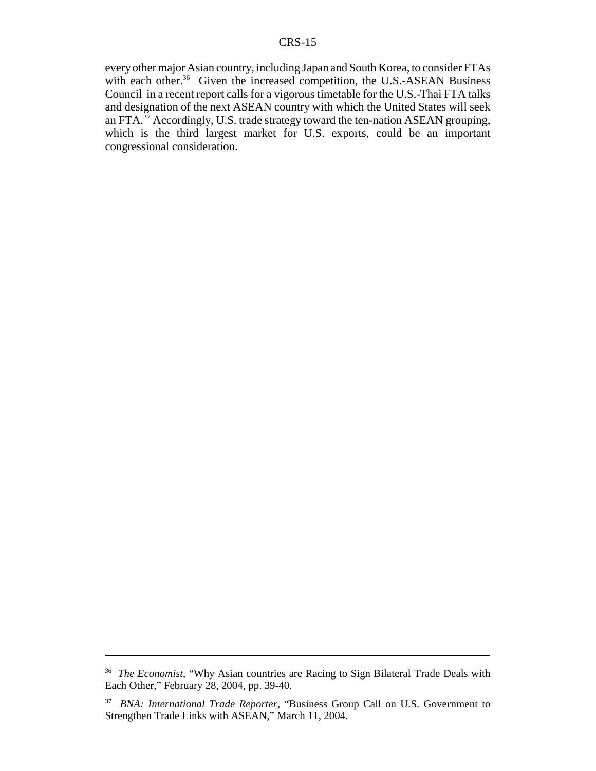every other major Asian country, including Japan and South Korea, to consider FTAs with each other.[36] Given the increased competition, the U.S.-ASEAN Business Council in a recent report calls for a vigorous timetable for the U.S.-Thai FTA talks and designation of the next ASEAN country with which the United States will seek an FTA.[37] Accordingly, U.S. trade strategy toward the ten-nation ASEAN grouping, which is the third largest market for U.S. exports, could be an important congressional consideration.

---

[36] *The Economist*, "Why Asian countries are Racing to Sign Bilateral Trade Deals with Each Other," February 28, 2004, pp. 39-40.

[37] *BNA: International Trade Reporter*, "Business Group Call on U.S. Government to Strengthen Trade Links with ASEAN," March 11, 2004.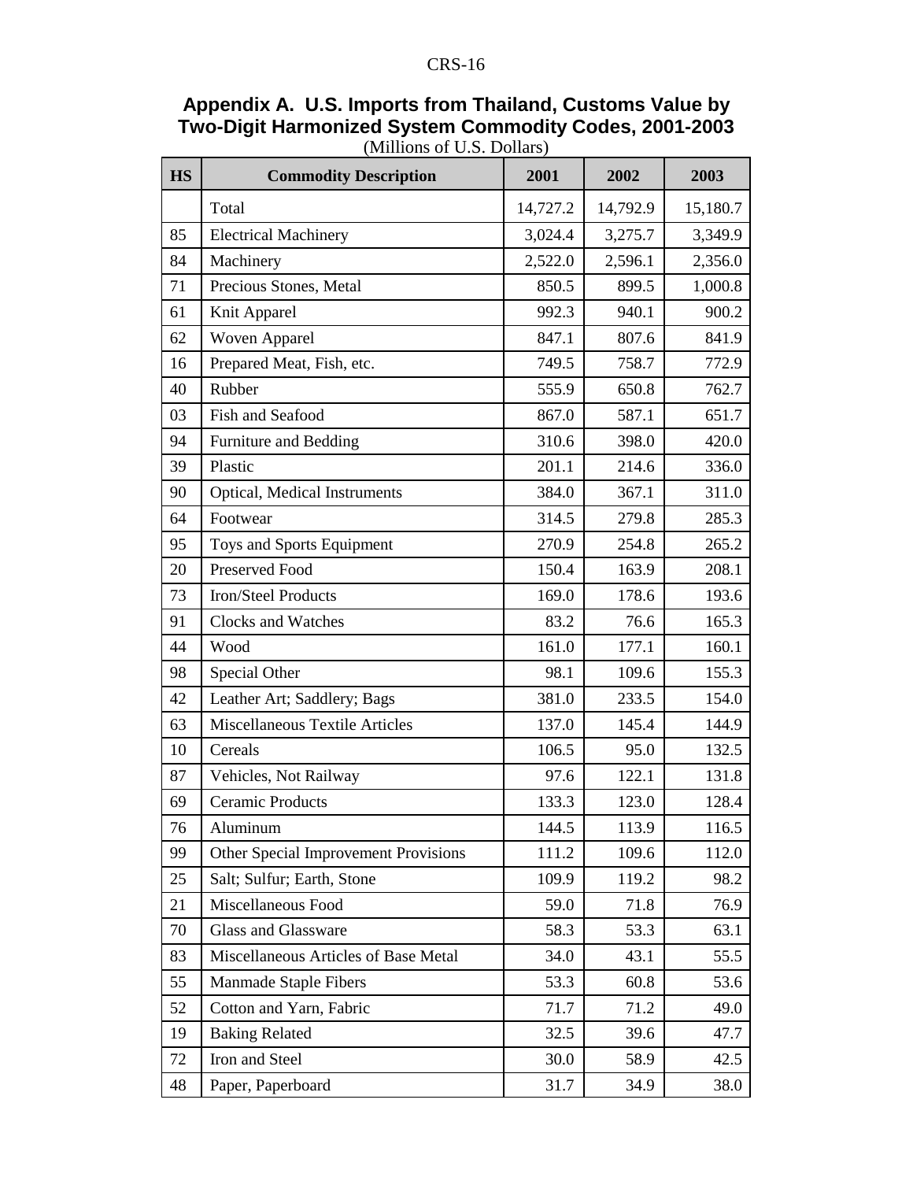## Appendix A. U.S. Imports from Thailand, Customs Value by Two-Digit Harmonized System Commodity Codes, 2001-2003

(Millions of U.S. Dollars)

| HS | Commodity Description | 2001 | 2002 | 2003 |
|---|---|---|---|---|
| | Total | 14,727.2 | 14,792.9 | 15,180.7 |
| 85 | Electrical Machinery | 3,024.4 | 3,275.7 | 3,349.9 |
| 84 | Machinery | 2,522.0 | 2,596.1 | 2,356.0 |
| 71 | Precious Stones, Metal | 850.5 | 899.5 | 1,000.8 |
| 61 | Knit Apparel | 992.3 | 940.1 | 900.2 |
| 62 | Woven Apparel | 847.1 | 807.6 | 841.9 |
| 16 | Prepared Meat, Fish, etc. | 749.5 | 758.7 | 772.9 |
| 40 | Rubber | 555.9 | 650.8 | 762.7 |
| 03 | Fish and Seafood | 867.0 | 587.1 | 651.7 |
| 94 | Furniture and Bedding | 310.6 | 398.0 | 420.0 |
| 39 | Plastic | 201.1 | 214.6 | 336.0 |
| 90 | Optical, Medical Instruments | 384.0 | 367.1 | 311.0 |
| 64 | Footwear | 314.5 | 279.8 | 285.3 |
| 95 | Toys and Sports Equipment | 270.9 | 254.8 | 265.2 |
| 20 | Preserved Food | 150.4 | 163.9 | 208.1 |
| 73 | Iron/Steel Products | 169.0 | 178.6 | 193.6 |
| 91 | Clocks and Watches | 83.2 | 76.6 | 165.3 |
| 44 | Wood | 161.0 | 177.1 | 160.1 |
| 98 | Special Other | 98.1 | 109.6 | 155.3 |
| 42 | Leather Art; Saddlery; Bags | 381.0 | 233.5 | 154.0 |
| 63 | Miscellaneous Textile Articles | 137.0 | 145.4 | 144.9 |
| 10 | Cereals | 106.5 | 95.0 | 132.5 |
| 87 | Vehicles, Not Railway | 97.6 | 122.1 | 131.8 |
| 69 | Ceramic Products | 133.3 | 123.0 | 128.4 |
| 76 | Aluminum | 144.5 | 113.9 | 116.5 |
| 99 | Other Special Improvement Provisions | 111.2 | 109.6 | 112.0 |
| 25 | Salt; Sulfur; Earth, Stone | 109.9 | 119.2 | 98.2 |
| 21 | Miscellaneous Food | 59.0 | 71.8 | 76.9 |
| 70 | Glass and Glassware | 58.3 | 53.3 | 63.1 |
| 83 | Miscellaneous Articles of Base Metal | 34.0 | 43.1 | 55.5 |
| 55 | Manmade Staple Fibers | 53.3 | 60.8 | 53.6 |
| 52 | Cotton and Yarn, Fabric | 71.7 | 71.2 | 49.0 |
| 19 | Baking Related | 32.5 | 39.6 | 47.7 |
| 72 | Iron and Steel | 30.0 | 58.9 | 42.5 |
| 48 | Paper, Paperboard | 31.7 | 34.9 | 38.0 |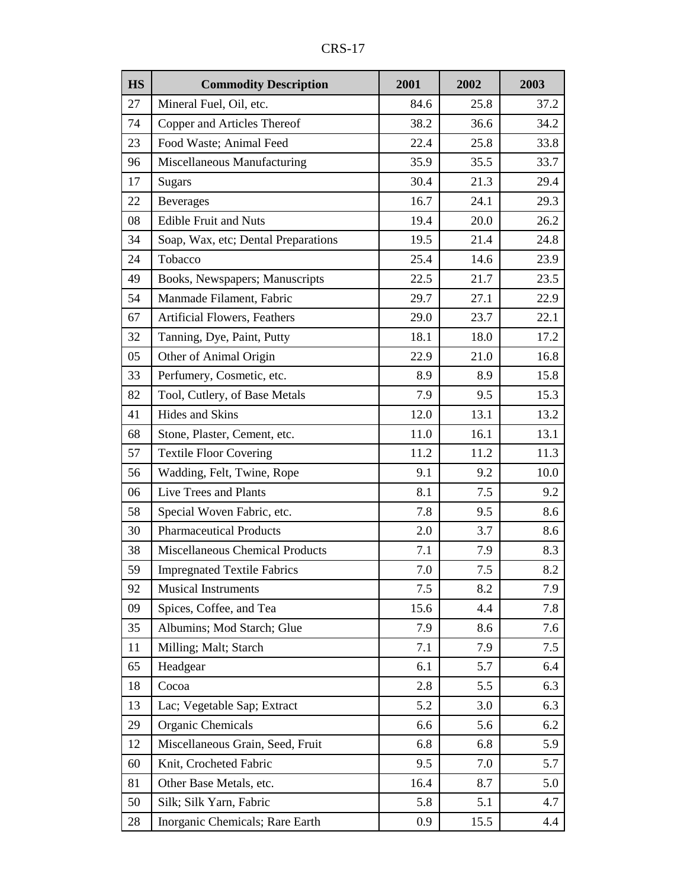| HS | Commodity Description | 2001 | 2002 | 2003 |
|---|---|---|---|---|
| 27 | Mineral Fuel, Oil, etc. | 84.6 | 25.8 | 37.2 |
| 74 | Copper and Articles Thereof | 38.2 | 36.6 | 34.2 |
| 23 | Food Waste; Animal Feed | 22.4 | 25.8 | 33.8 |
| 96 | Miscellaneous Manufacturing | 35.9 | 35.5 | 33.7 |
| 17 | Sugars | 30.4 | 21.3 | 29.4 |
| 22 | Beverages | 16.7 | 24.1 | 29.3 |
| 08 | Edible Fruit and Nuts | 19.4 | 20.0 | 26.2 |
| 34 | Soap, Wax, etc; Dental Preparations | 19.5 | 21.4 | 24.8 |
| 24 | Tobacco | 25.4 | 14.6 | 23.9 |
| 49 | Books, Newspapers; Manuscripts | 22.5 | 21.7 | 23.5 |
| 54 | Manmade Filament, Fabric | 29.7 | 27.1 | 22.9 |
| 67 | Artificial Flowers, Feathers | 29.0 | 23.7 | 22.1 |
| 32 | Tanning, Dye, Paint, Putty | 18.1 | 18.0 | 17.2 |
| 05 | Other of Animal Origin | 22.9 | 21.0 | 16.8 |
| 33 | Perfumery, Cosmetic, etc. | 8.9 | 8.9 | 15.8 |
| 82 | Tool, Cutlery, of Base Metals | 7.9 | 9.5 | 15.3 |
| 41 | Hides and Skins | 12.0 | 13.1 | 13.2 |
| 68 | Stone, Plaster, Cement, etc. | 11.0 | 16.1 | 13.1 |
| 57 | Textile Floor Covering | 11.2 | 11.2 | 11.3 |
| 56 | Wadding, Felt, Twine, Rope | 9.1 | 9.2 | 10.0 |
| 06 | Live Trees and Plants | 8.1 | 7.5 | 9.2 |
| 58 | Special Woven Fabric, etc. | 7.8 | 9.5 | 8.6 |
| 30 | Pharmaceutical Products | 2.0 | 3.7 | 8.6 |
| 38 | Miscellaneous Chemical Products | 7.1 | 7.9 | 8.3 |
| 59 | Impregnated Textile Fabrics | 7.0 | 7.5 | 8.2 |
| 92 | Musical Instruments | 7.5 | 8.2 | 7.9 |
| 09 | Spices, Coffee, and Tea | 15.6 | 4.4 | 7.8 |
| 35 | Albumins; Mod Starch; Glue | 7.9 | 8.6 | 7.6 |
| 11 | Milling; Malt; Starch | 7.1 | 7.9 | 7.5 |
| 65 | Headgear | 6.1 | 5.7 | 6.4 |
| 18 | Cocoa | 2.8 | 5.5 | 6.3 |
| 13 | Lac; Vegetable Sap; Extract | 5.2 | 3.0 | 6.3 |
| 29 | Organic Chemicals | 6.6 | 5.6 | 6.2 |
| 12 | Miscellaneous Grain, Seed, Fruit | 6.8 | 6.8 | 5.9 |
| 60 | Knit, Crocheted Fabric | 9.5 | 7.0 | 5.7 |
| 81 | Other Base Metals, etc. | 16.4 | 8.7 | 5.0 |
| 50 | Silk; Silk Yarn, Fabric | 5.8 | 5.1 | 4.7 |
| 28 | Inorganic Chemicals; Rare Earth | 0.9 | 15.5 | 4.4 |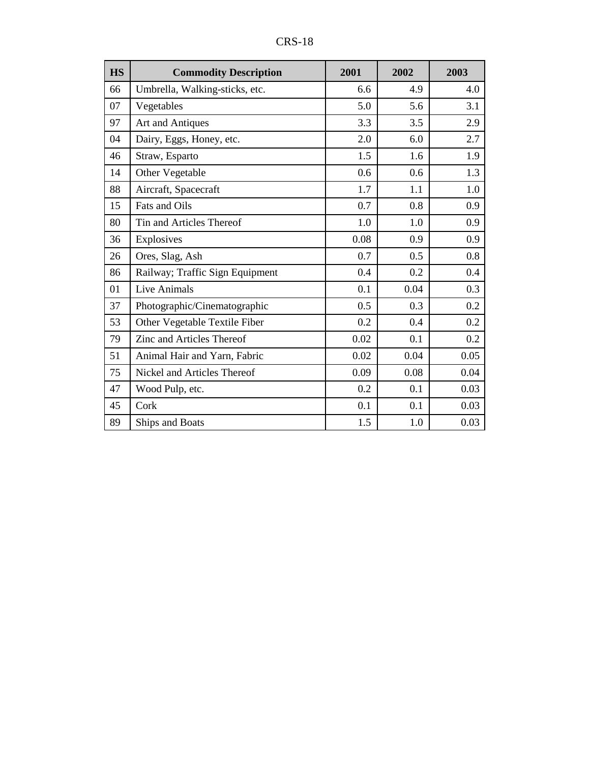| HS | Commodity Description | 2001 | 2002 | 2003 |
|---|---|---|---|---|
| 66 | Umbrella, Walking-sticks, etc. | 6.6 | 4.9 | 4.0 |
| 07 | Vegetables | 5.0 | 5.6 | 3.1 |
| 97 | Art and Antiques | 3.3 | 3.5 | 2.9 |
| 04 | Dairy, Eggs, Honey, etc. | 2.0 | 6.0 | 2.7 |
| 46 | Straw, Esparto | 1.5 | 1.6 | 1.9 |
| 14 | Other Vegetable | 0.6 | 0.6 | 1.3 |
| 88 | Aircraft, Spacecraft | 1.7 | 1.1 | 1.0 |
| 15 | Fats and Oils | 0.7 | 0.8 | 0.9 |
| 80 | Tin and Articles Thereof | 1.0 | 1.0 | 0.9 |
| 36 | Explosives | 0.08 | 0.9 | 0.9 |
| 26 | Ores, Slag, Ash | 0.7 | 0.5 | 0.8 |
| 86 | Railway; Traffic Sign Equipment | 0.4 | 0.2 | 0.4 |
| 01 | Live Animals | 0.1 | 0.04 | 0.3 |
| 37 | Photographic/Cinematographic | 0.5 | 0.3 | 0.2 |
| 53 | Other Vegetable Textile Fiber | 0.2 | 0.4 | 0.2 |
| 79 | Zinc and Articles Thereof | 0.02 | 0.1 | 0.2 |
| 51 | Animal Hair and Yarn, Fabric | 0.02 | 0.04 | 0.05 |
| 75 | Nickel and Articles Thereof | 0.09 | 0.08 | 0.04 |
| 47 | Wood Pulp, etc. | 0.2 | 0.1 | 0.03 |
| 45 | Cork | 0.1 | 0.1 | 0.03 |
| 89 | Ships and Boats | 1.5 | 1.0 | 0.03 |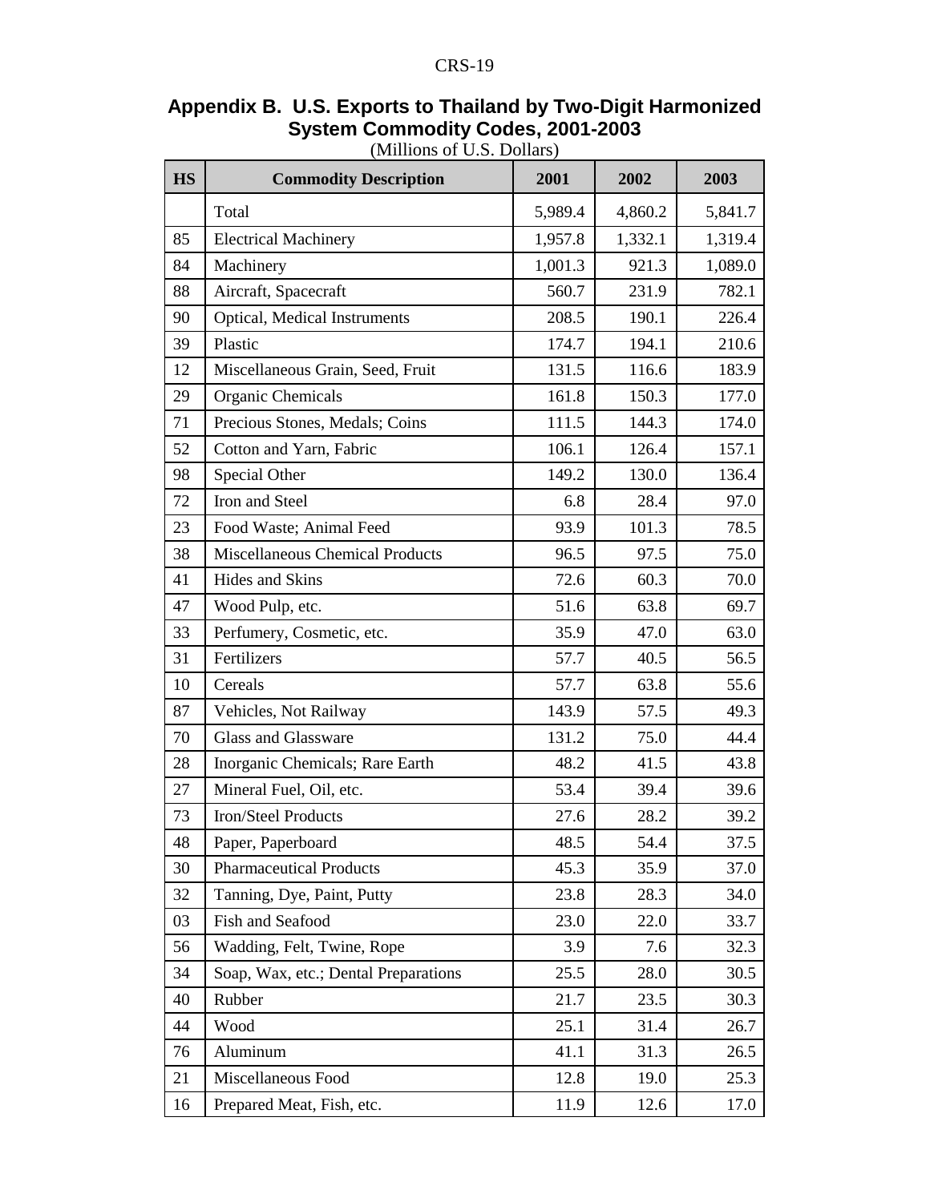## Appendix B. U.S. Exports to Thailand by Two-Digit Harmonized System Commodity Codes, 2001-2003

(Millions of U.S. Dollars)

| HS | Commodity Description | 2001 | 2002 | 2003 |
|---|---|---|---|---|
| | Total | 5,989.4 | 4,860.2 | 5,841.7 |
| 85 | Electrical Machinery | 1,957.8 | 1,332.1 | 1,319.4 |
| 84 | Machinery | 1,001.3 | 921.3 | 1,089.0 |
| 88 | Aircraft, Spacecraft | 560.7 | 231.9 | 782.1 |
| 90 | Optical, Medical Instruments | 208.5 | 190.1 | 226.4 |
| 39 | Plastic | 174.7 | 194.1 | 210.6 |
| 12 | Miscellaneous Grain, Seed, Fruit | 131.5 | 116.6 | 183.9 |
| 29 | Organic Chemicals | 161.8 | 150.3 | 177.0 |
| 71 | Precious Stones, Medals; Coins | 111.5 | 144.3 | 174.0 |
| 52 | Cotton and Yarn, Fabric | 106.1 | 126.4 | 157.1 |
| 98 | Special Other | 149.2 | 130.0 | 136.4 |
| 72 | Iron and Steel | 6.8 | 28.4 | 97.0 |
| 23 | Food Waste; Animal Feed | 93.9 | 101.3 | 78.5 |
| 38 | Miscellaneous Chemical Products | 96.5 | 97.5 | 75.0 |
| 41 | Hides and Skins | 72.6 | 60.3 | 70.0 |
| 47 | Wood Pulp, etc. | 51.6 | 63.8 | 69.7 |
| 33 | Perfumery, Cosmetic, etc. | 35.9 | 47.0 | 63.0 |
| 31 | Fertilizers | 57.7 | 40.5 | 56.5 |
| 10 | Cereals | 57.7 | 63.8 | 55.6 |
| 87 | Vehicles, Not Railway | 143.9 | 57.5 | 49.3 |
| 70 | Glass and Glassware | 131.2 | 75.0 | 44.4 |
| 28 | Inorganic Chemicals; Rare Earth | 48.2 | 41.5 | 43.8 |
| 27 | Mineral Fuel, Oil, etc. | 53.4 | 39.4 | 39.6 |
| 73 | Iron/Steel Products | 27.6 | 28.2 | 39.2 |
| 48 | Paper, Paperboard | 48.5 | 54.4 | 37.5 |
| 30 | Pharmaceutical Products | 45.3 | 35.9 | 37.0 |
| 32 | Tanning, Dye, Paint, Putty | 23.8 | 28.3 | 34.0 |
| 03 | Fish and Seafood | 23.0 | 22.0 | 33.7 |
| 56 | Wadding, Felt, Twine, Rope | 3.9 | 7.6 | 32.3 |
| 34 | Soap, Wax, etc.; Dental Preparations | 25.5 | 28.0 | 30.5 |
| 40 | Rubber | 21.7 | 23.5 | 30.3 |
| 44 | Wood | 25.1 | 31.4 | 26.7 |
| 76 | Aluminum | 41.1 | 31.3 | 26.5 |
| 21 | Miscellaneous Food | 12.8 | 19.0 | 25.3 |
| 16 | Prepared Meat, Fish, etc. | 11.9 | 12.6 | 17.0 |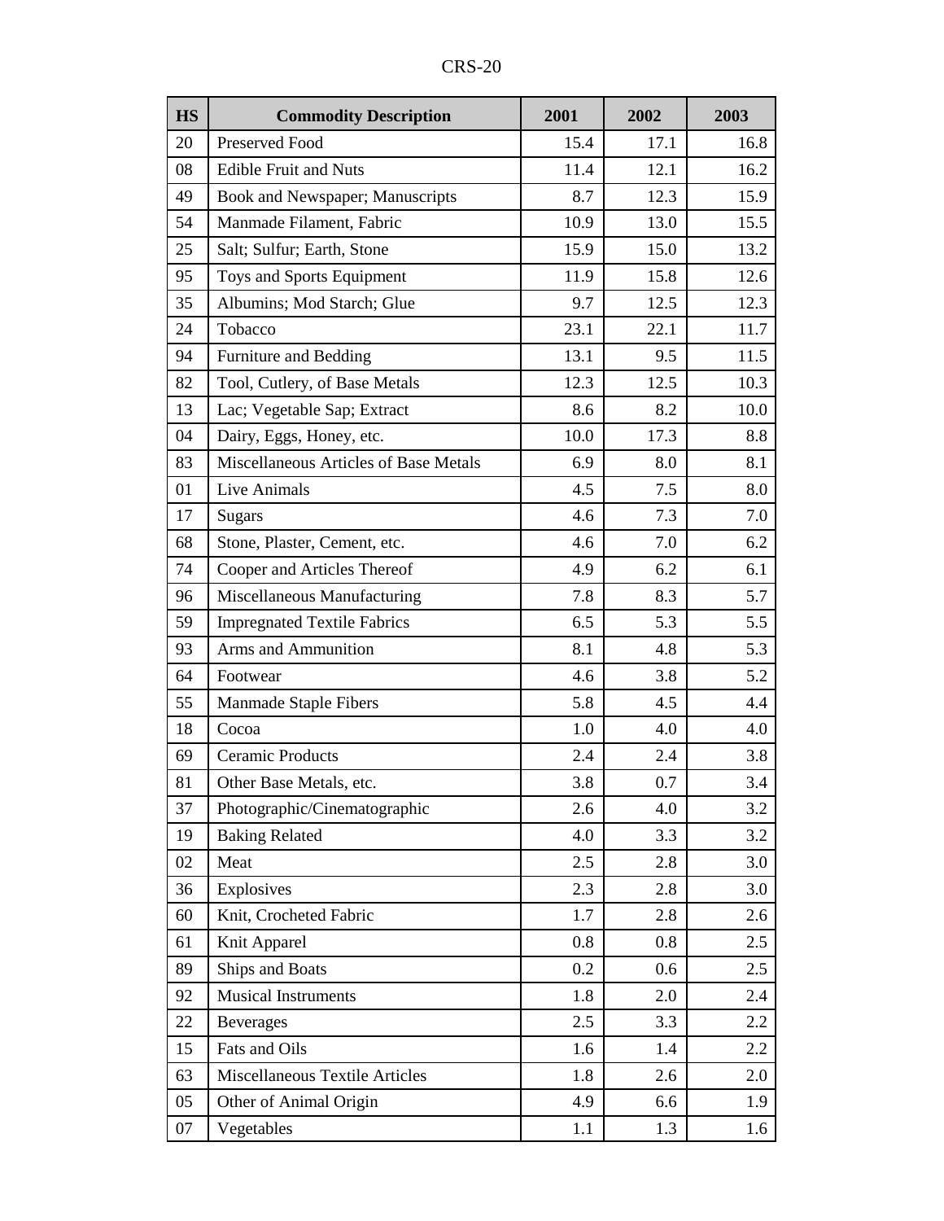| HS | Commodity Description | 2001 | 2002 | 2003 |
|---|---|---|---|---|
| 20 | Preserved Food | 15.4 | 17.1 | 16.8 |
| 08 | Edible Fruit and Nuts | 11.4 | 12.1 | 16.2 |
| 49 | Book and Newspaper; Manuscripts | 8.7 | 12.3 | 15.9 |
| 54 | Manmade Filament, Fabric | 10.9 | 13.0 | 15.5 |
| 25 | Salt; Sulfur; Earth, Stone | 15.9 | 15.0 | 13.2 |
| 95 | Toys and Sports Equipment | 11.9 | 15.8 | 12.6 |
| 35 | Albumins; Mod Starch; Glue | 9.7 | 12.5 | 12.3 |
| 24 | Tobacco | 23.1 | 22.1 | 11.7 |
| 94 | Furniture and Bedding | 13.1 | 9.5 | 11.5 |
| 82 | Tool, Cutlery, of Base Metals | 12.3 | 12.5 | 10.3 |
| 13 | Lac; Vegetable Sap; Extract | 8.6 | 8.2 | 10.0 |
| 04 | Dairy, Eggs, Honey, etc. | 10.0 | 17.3 | 8.8 |
| 83 | Miscellaneous Articles of Base Metals | 6.9 | 8.0 | 8.1 |
| 01 | Live Animals | 4.5 | 7.5 | 8.0 |
| 17 | Sugars | 4.6 | 7.3 | 7.0 |
| 68 | Stone, Plaster, Cement, etc. | 4.6 | 7.0 | 6.2 |
| 74 | Cooper and Articles Thereof | 4.9 | 6.2 | 6.1 |
| 96 | Miscellaneous Manufacturing | 7.8 | 8.3 | 5.7 |
| 59 | Impregnated Textile Fabrics | 6.5 | 5.3 | 5.5 |
| 93 | Arms and Ammunition | 8.1 | 4.8 | 5.3 |
| 64 | Footwear | 4.6 | 3.8 | 5.2 |
| 55 | Manmade Staple Fibers | 5.8 | 4.5 | 4.4 |
| 18 | Cocoa | 1.0 | 4.0 | 4.0 |
| 69 | Ceramic Products | 2.4 | 2.4 | 3.8 |
| 81 | Other Base Metals, etc. | 3.8 | 0.7 | 3.4 |
| 37 | Photographic/Cinematographic | 2.6 | 4.0 | 3.2 |
| 19 | Baking Related | 4.0 | 3.3 | 3.2 |
| 02 | Meat | 2.5 | 2.8 | 3.0 |
| 36 | Explosives | 2.3 | 2.8 | 3.0 |
| 60 | Knit, Crocheted Fabric | 1.7 | 2.8 | 2.6 |
| 61 | Knit Apparel | 0.8 | 0.8 | 2.5 |
| 89 | Ships and Boats | 0.2 | 0.6 | 2.5 |
| 92 | Musical Instruments | 1.8 | 2.0 | 2.4 |
| 22 | Beverages | 2.5 | 3.3 | 2.2 |
| 15 | Fats and Oils | 1.6 | 1.4 | 2.2 |
| 63 | Miscellaneous Textile Articles | 1.8 | 2.6 | 2.0 |
| 05 | Other of Animal Origin | 4.9 | 6.6 | 1.9 |
| 07 | Vegetables | 1.1 | 1.3 | 1.6 |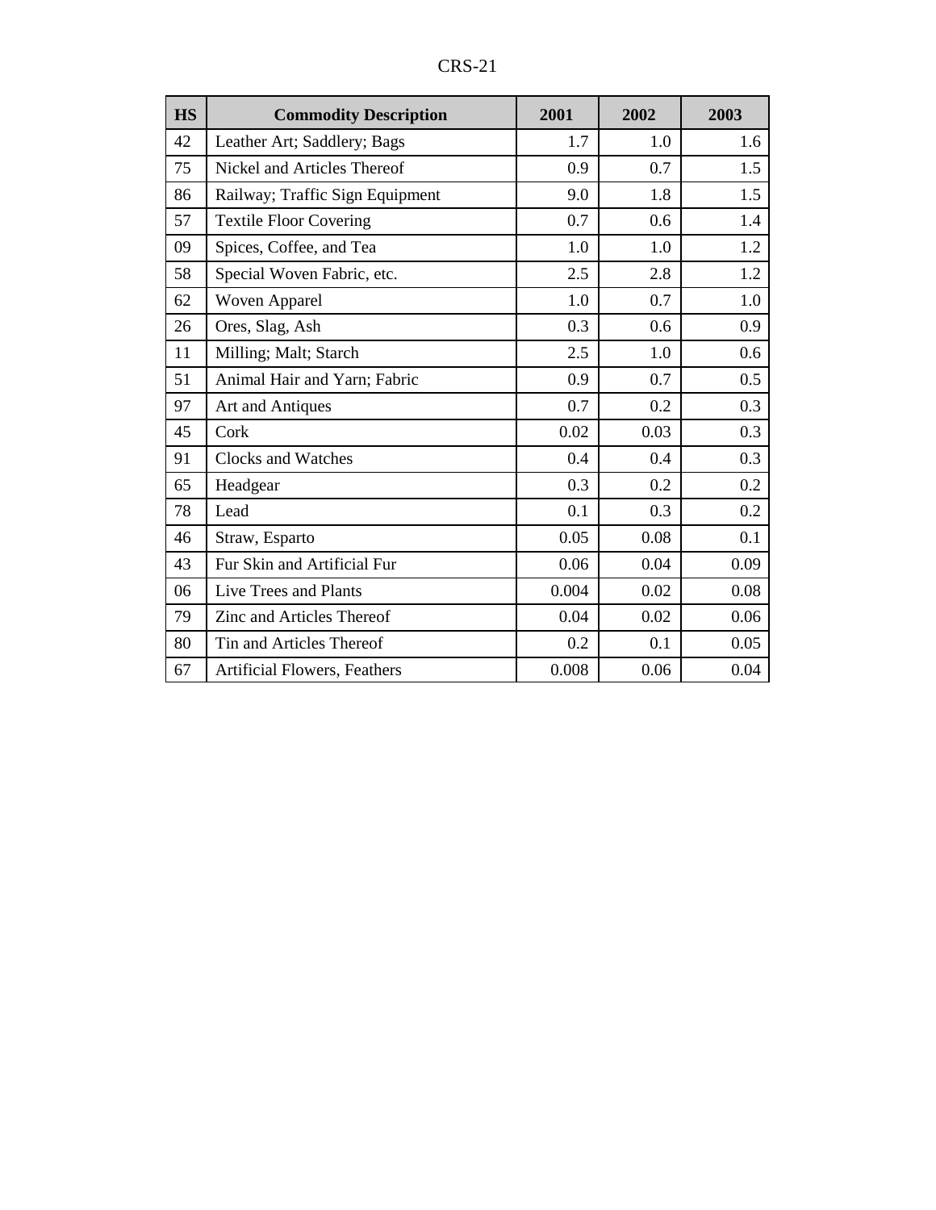| HS | Commodity Description | 2001 | 2002 | 2003 |
|---|---|---|---|---|
| 42 | Leather Art; Saddlery; Bags | 1.7 | 1.0 | 1.6 |
| 75 | Nickel and Articles Thereof | 0.9 | 0.7 | 1.5 |
| 86 | Railway; Traffic Sign Equipment | 9.0 | 1.8 | 1.5 |
| 57 | Textile Floor Covering | 0.7 | 0.6 | 1.4 |
| 09 | Spices, Coffee, and Tea | 1.0 | 1.0 | 1.2 |
| 58 | Special Woven Fabric, etc. | 2.5 | 2.8 | 1.2 |
| 62 | Woven Apparel | 1.0 | 0.7 | 1.0 |
| 26 | Ores, Slag, Ash | 0.3 | 0.6 | 0.9 |
| 11 | Milling; Malt; Starch | 2.5 | 1.0 | 0.6 |
| 51 | Animal Hair and Yarn; Fabric | 0.9 | 0.7 | 0.5 |
| 97 | Art and Antiques | 0.7 | 0.2 | 0.3 |
| 45 | Cork | 0.02 | 0.03 | 0.3 |
| 91 | Clocks and Watches | 0.4 | 0.4 | 0.3 |
| 65 | Headgear | 0.3 | 0.2 | 0.2 |
| 78 | Lead | 0.1 | 0.3 | 0.2 |
| 46 | Straw, Esparto | 0.05 | 0.08 | 0.1 |
| 43 | Fur Skin and Artificial Fur | 0.06 | 0.04 | 0.09 |
| 06 | Live Trees and Plants | 0.004 | 0.02 | 0.08 |
| 79 | Zinc and Articles Thereof | 0.04 | 0.02 | 0.06 |
| 80 | Tin and Articles Thereof | 0.2 | 0.1 | 0.05 |
| 67 | Artificial Flowers, Feathers | 0.008 | 0.06 | 0.04 |